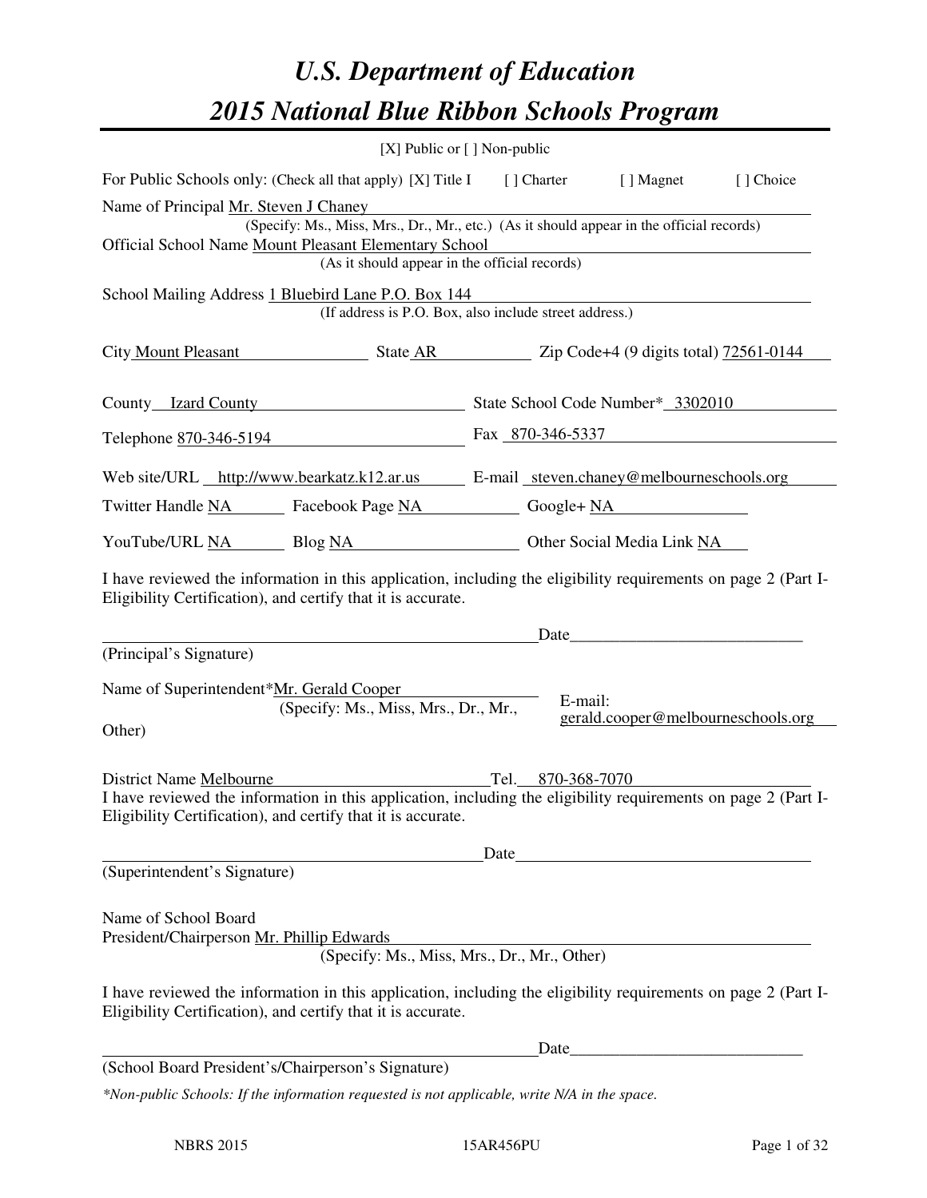# *U.S. Department of Education*

# *2015 National Blue Ribbon Schools Program*

[X] Public or [ ] Non-public

For Public Schools only: (Check all that apply) [X] Title I [ ] Charter [ ] Magnet [ ] Choice

Name of Principal Mr. Steven J Chaney

(Specify: Ms., Miss, Mrs., Dr., Mr., etc.) (As it should appear in the official records)

Official School Name Mount Pleasant Elementary School

(As it should appear in the official records)

School Mailing Address 1 Bluebird Lane P.O. Box 144

(If address is P.O. Box, also include street address.)

City Mount Pleasant State AR Zip Code+4 (9 digits total) 72561-0144

County Izard County State School Code Number* 3302010

Telephone 870-346-5194 Fax 870-346-5337

Web site/URL http://www.bearkatz.k12.ar.us E-mail steven.chaney@melbourneschools.org

Twitter Handle NA Facebook Page NA Google+ NA

YouTube/URL NA Blog NA Other Social Media Link NA

I have reviewed the information in this application, including the eligibility requirements on page 2 (Part I-Eligibility Certification), and certify that it is accurate.

_______________________________________________ Date_________________________

(Principal's Signature)

Name of Superintendent* Mr. Gerald Cooper

(Specify: Ms., Miss, Mrs., Dr., Mr., Other)

E-mail: gerald.cooper@melbourneschools.org

District Name Melbourne Tel. 870-368-7070

I have reviewed the information in this application, including the eligibility requirements on page 2 (Part I-Eligibility Certification), and certify that it is accurate.

_______________________________________________ Date_________________________

(Superintendent's Signature)

Name of School Board President/Chairperson Mr. Phillip Edwards

(Specify: Ms., Miss, Mrs., Dr., Mr., Other)

I have reviewed the information in this application, including the eligibility requirements on page 2 (Part I-Eligibility Certification), and certify that it is accurate.

_______________________________________________ Date_________________________

(School Board President's/Chairperson's Signature)

*\*Non-public Schools: If the information requested is not applicable, write N/A in the space.*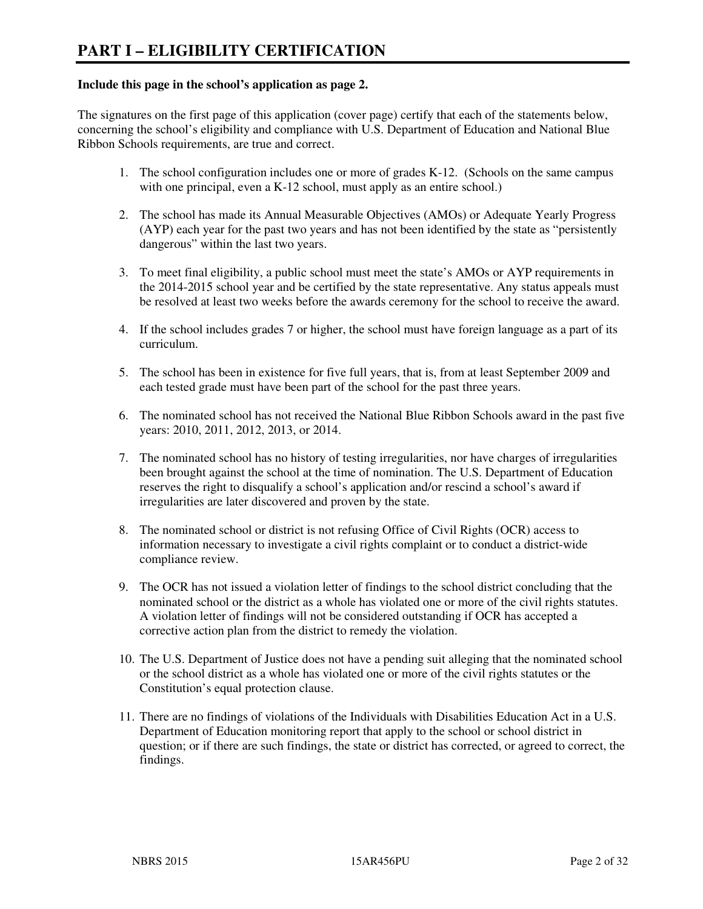# PART I – ELIGIBILITY CERTIFICATION

**Include this page in the school's application as page 2.**

The signatures on the first page of this application (cover page) certify that each of the statements below, concerning the school's eligibility and compliance with U.S. Department of Education and National Blue Ribbon Schools requirements, are true and correct.

1. The school configuration includes one or more of grades K-12. (Schools on the same campus with one principal, even a K-12 school, must apply as an entire school.)

2. The school has made its Annual Measurable Objectives (AMOs) or Adequate Yearly Progress (AYP) each year for the past two years and has not been identified by the state as "persistently dangerous" within the last two years.

3. To meet final eligibility, a public school must meet the state's AMOs or AYP requirements in the 2014-2015 school year and be certified by the state representative. Any status appeals must be resolved at least two weeks before the awards ceremony for the school to receive the award.

4. If the school includes grades 7 or higher, the school must have foreign language as a part of its curriculum.

5. The school has been in existence for five full years, that is, from at least September 2009 and each tested grade must have been part of the school for the past three years.

6. The nominated school has not received the National Blue Ribbon Schools award in the past five years: 2010, 2011, 2012, 2013, or 2014.

7. The nominated school has no history of testing irregularities, nor have charges of irregularities been brought against the school at the time of nomination. The U.S. Department of Education reserves the right to disqualify a school's application and/or rescind a school's award if irregularities are later discovered and proven by the state.

8. The nominated school or district is not refusing Office of Civil Rights (OCR) access to information necessary to investigate a civil rights complaint or to conduct a district-wide compliance review.

9. The OCR has not issued a violation letter of findings to the school district concluding that the nominated school or the district as a whole has violated one or more of the civil rights statutes. A violation letter of findings will not be considered outstanding if OCR has accepted a corrective action plan from the district to remedy the violation.

10. The U.S. Department of Justice does not have a pending suit alleging that the nominated school or the school district as a whole has violated one or more of the civil rights statutes or the Constitution's equal protection clause.

11. There are no findings of violations of the Individuals with Disabilities Education Act in a U.S. Department of Education monitoring report that apply to the school or school district in question; or if there are such findings, the state or district has corrected, or agreed to correct, the findings.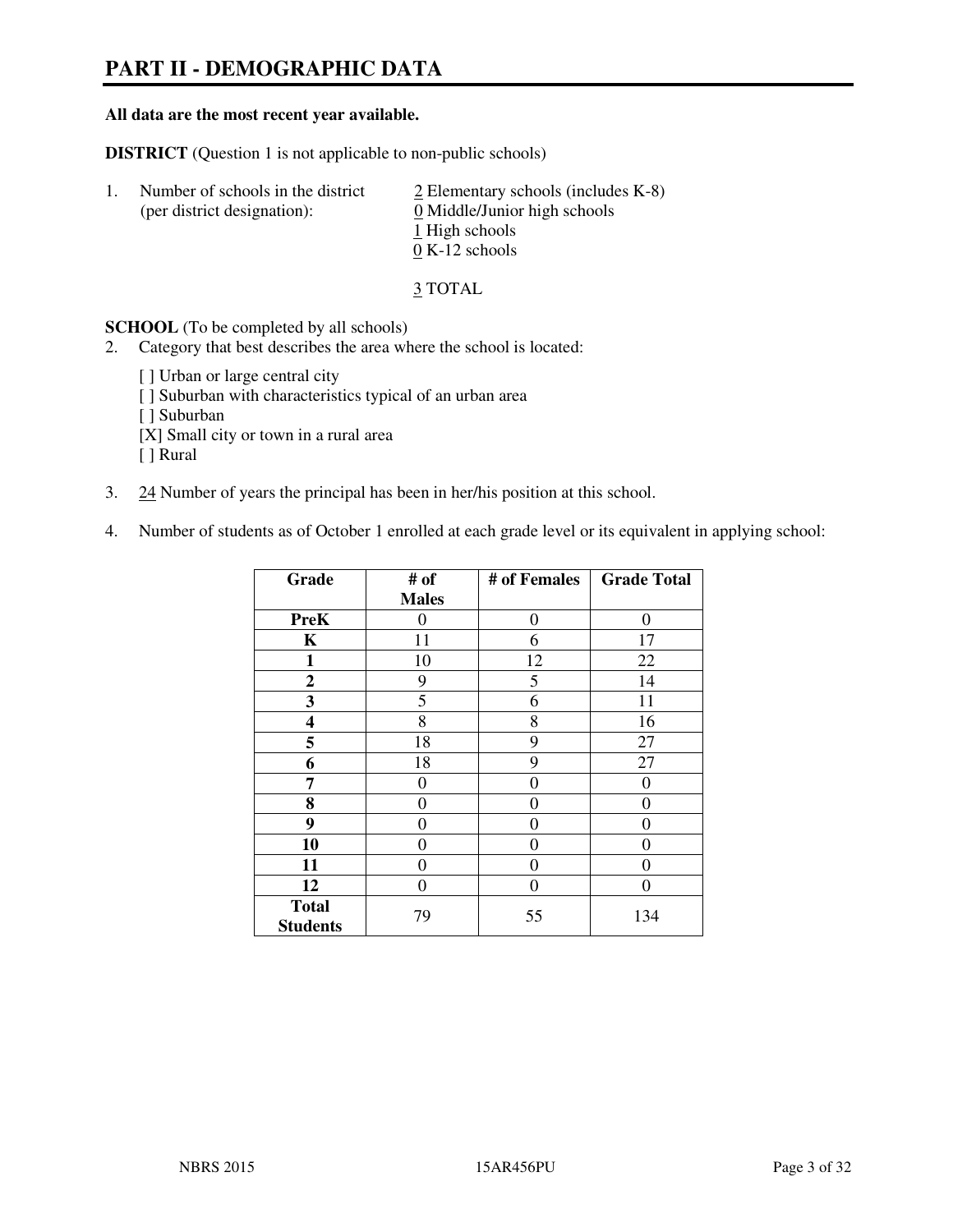# PART II - DEMOGRAPHIC DATA

**All data are the most recent year available.**

**DISTRICT** (Question 1 is not applicable to non-public schools)

1. Number of schools in the district (per district designation):
   - 2 Elementary schools (includes K-8)
   - 0 Middle/Junior high schools
   - 1 High schools
   - 0 K-12 schools

   3 TOTAL

**SCHOOL** (To be completed by all schools)

2. Category that best describes the area where the school is located:

   [ ] Urban or large central city
   [ ] Suburban with characteristics typical of an urban area
   [ ] Suburban
   [X] Small city or town in a rural area
   [ ] Rural

3. 24 Number of years the principal has been in her/his position at this school.

4. Number of students as of October 1 enrolled at each grade level or its equivalent in applying school:

| Grade | # of Males | # of Females | Grade Total |
|---|---|---|---|
| **PreK** | 0 | 0 | 0 |
| **K** | 11 | 6 | 17 |
| **1** | 10 | 12 | 22 |
| **2** | 9 | 5 | 14 |
| **3** | 5 | 6 | 11 |
| **4** | 8 | 8 | 16 |
| **5** | 18 | 9 | 27 |
| **6** | 18 | 9 | 27 |
| **7** | 0 | 0 | 0 |
| **8** | 0 | 0 | 0 |
| **9** | 0 | 0 | 0 |
| **10** | 0 | 0 | 0 |
| **11** | 0 | 0 | 0 |
| **12** | 0 | 0 | 0 |
| **Total Students** | 79 | 55 | 134 |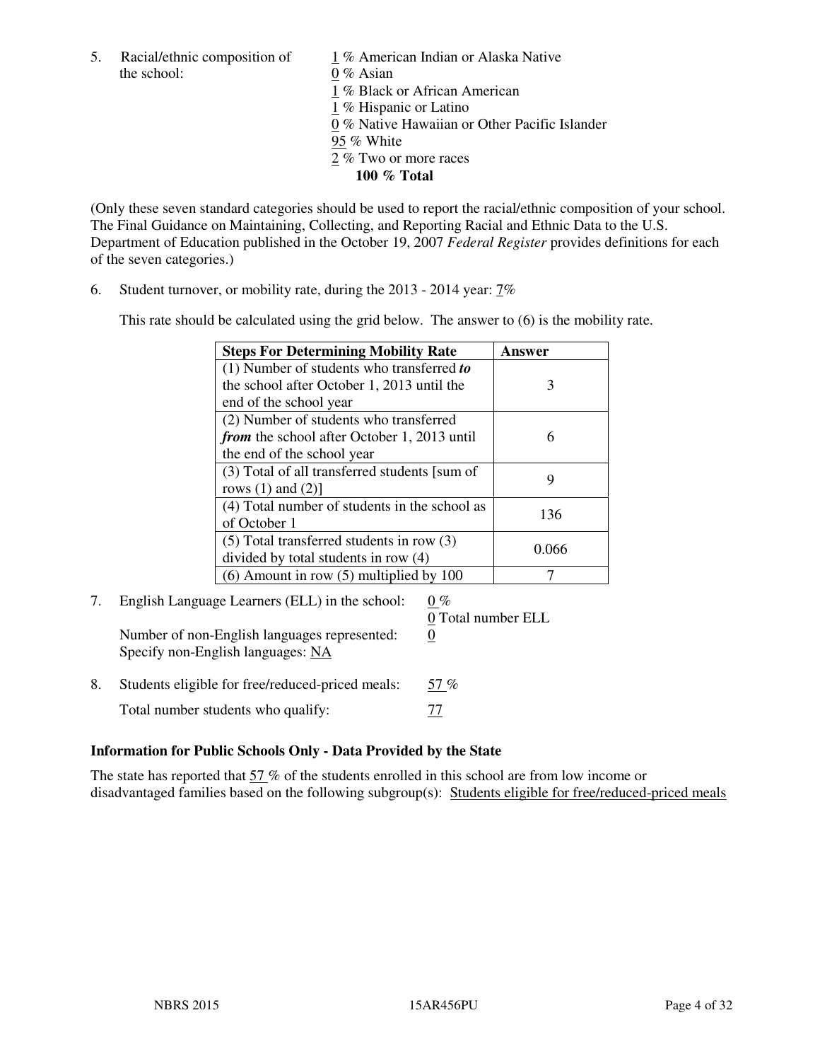5. Racial/ethnic composition of the school:

1 % American Indian or Alaska Native
0 % Asian
1 % Black or African American
1 % Hispanic or Latino
0 % Native Hawaiian or Other Pacific Islander
95 % White
2 % Two or more races
**100 % Total**

(Only these seven standard categories should be used to report the racial/ethnic composition of your school. The Final Guidance on Maintaining, Collecting, and Reporting Racial and Ethnic Data to the U.S. Department of Education published in the October 19, 2007 *Federal Register* provides definitions for each of the seven categories.)

6. Student turnover, or mobility rate, during the 2013 - 2014 year: 7%

This rate should be calculated using the grid below. The answer to (6) is the mobility rate.

| **Steps For Determining Mobility Rate** | **Answer** |
|---|---|
| (1) Number of students who transferred ***to*** the school after October 1, 2013 until the end of the school year | 3 |
| (2) Number of students who transferred ***from*** the school after October 1, 2013 until the end of the school year | 6 |
| (3) Total of all transferred students [sum of rows (1) and (2)] | 9 |
| (4) Total number of students in the school as of October 1 | 136 |
| (5) Total transferred students in row (3) divided by total students in row (4) | 0.066 |
| (6) Amount in row (5) multiplied by 100 | 7 |

7. English Language Learners (ELL) in the school: 0 %
0 Total number ELL

Number of non-English languages represented: 0
Specify non-English languages: NA

8. Students eligible for free/reduced-priced meals: 57 %

Total number students who qualify: 77

**Information for Public Schools Only - Data Provided by the State**

The state has reported that 57 % of the students enrolled in this school are from low income or disadvantaged families based on the following subgroup(s): Students eligible for free/reduced-priced meals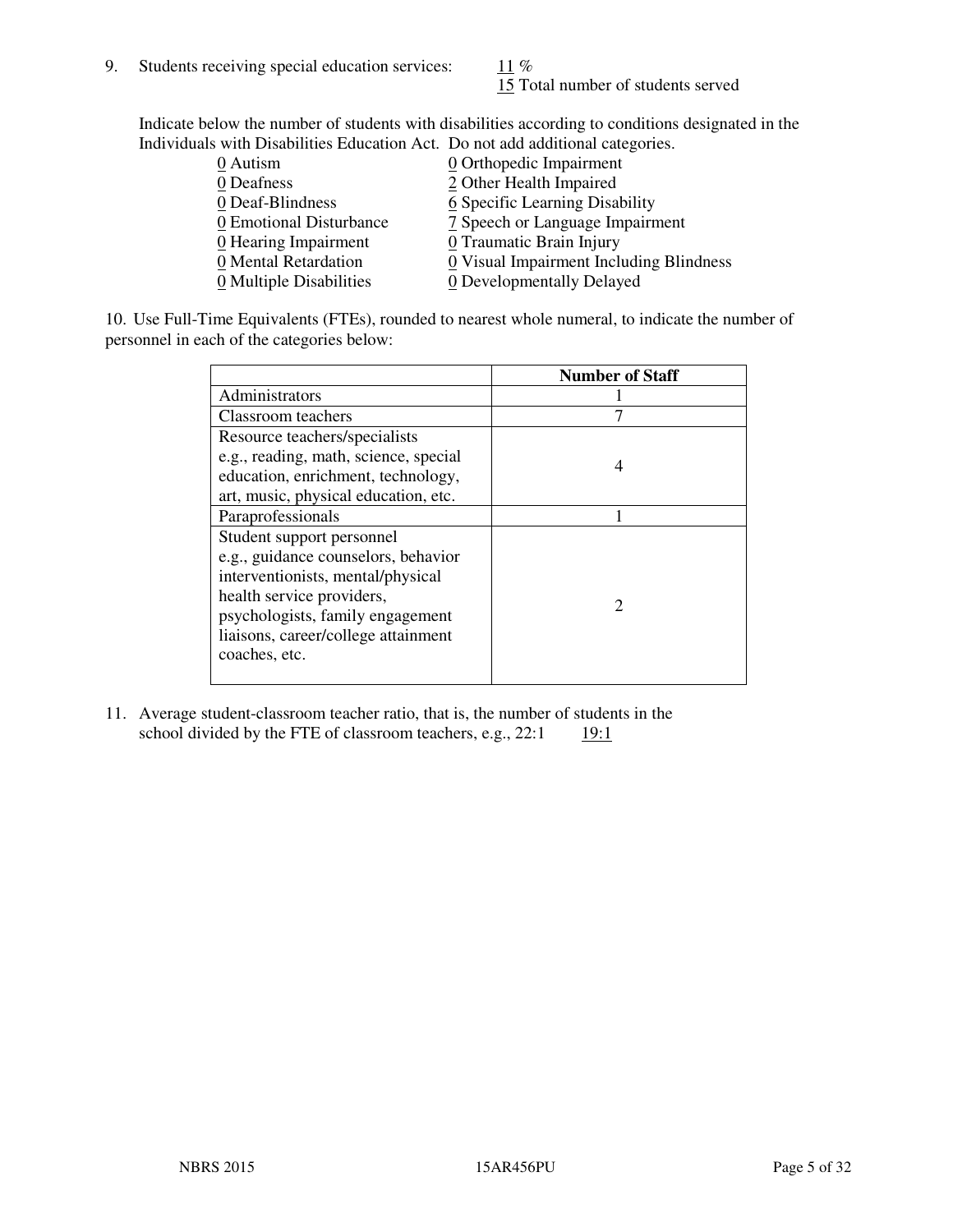9. Students receiving special education services: 11 %
   15 Total number of students served

Indicate below the number of students with disabilities according to conditions designated in the Individuals with Disabilities Education Act. Do not add additional categories.

| | |
|---|---|
| 0 Autism | 0 Orthopedic Impairment |
| 0 Deafness | 2 Other Health Impaired |
| 0 Deaf-Blindness | 6 Specific Learning Disability |
| 0 Emotional Disturbance | 7 Speech or Language Impairment |
| 0 Hearing Impairment | 0 Traumatic Brain Injury |
| 0 Mental Retardation | 0 Visual Impairment Including Blindness |
| 0 Multiple Disabilities | 0 Developmentally Delayed |

10. Use Full-Time Equivalents (FTEs), rounded to nearest whole numeral, to indicate the number of personnel in each of the categories below:

| | Number of Staff |
|---|---|
| Administrators | 1 |
| Classroom teachers | 7 |
| Resource teachers/specialists e.g., reading, math, science, special education, enrichment, technology, art, music, physical education, etc. | 4 |
| Paraprofessionals | 1 |
| Student support personnel e.g., guidance counselors, behavior interventionists, mental/physical health service providers, psychologists, family engagement liaisons, career/college attainment coaches, etc. | 2 |

11. Average student-classroom teacher ratio, that is, the number of students in the school divided by the FTE of classroom teachers, e.g., 22:1 19:1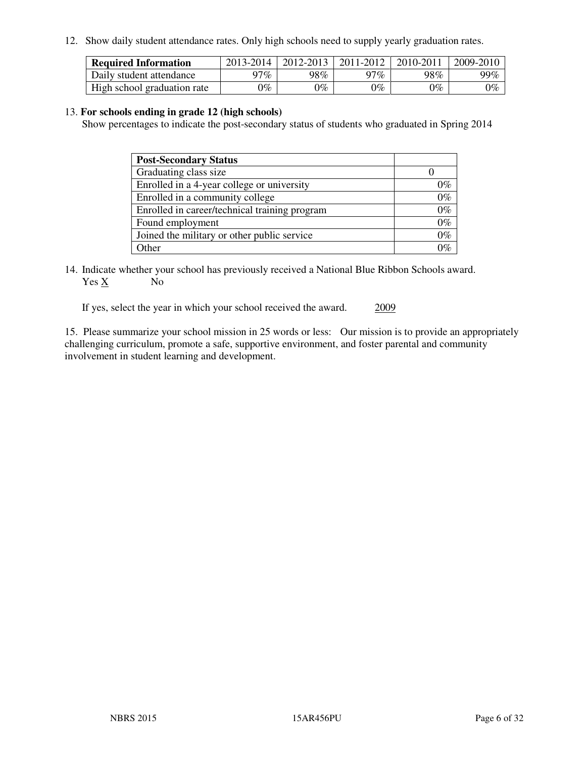12. Show daily student attendance rates. Only high schools need to supply yearly graduation rates.

| Required Information | 2013-2014 | 2012-2013 | 2011-2012 | 2010-2011 | 2009-2010 |
| --- | --- | --- | --- | --- | --- |
| Daily student attendance | 97% | 98% | 97% | 98% | 99% |
| High school graduation rate | 0% | 0% | 0% | 0% | 0% |

13. **For schools ending in grade 12 (high schools)**
Show percentages to indicate the post-secondary status of students who graduated in Spring 2014

| Post-Secondary Status | |
| --- | --- |
| Graduating class size | 0 |
| Enrolled in a 4-year college or university | 0% |
| Enrolled in a community college | 0% |
| Enrolled in career/technical training program | 0% |
| Found employment | 0% |
| Joined the military or other public service | 0% |
| Other | 0% |

14. Indicate whether your school has previously received a National Blue Ribbon Schools award.
Yes X No

If yes, select the year in which your school received the award. 2009

15. Please summarize your school mission in 25 words or less: Our mission is to provide an appropriately challenging curriculum, promote a safe, supportive environment, and foster parental and community involvement in student learning and development.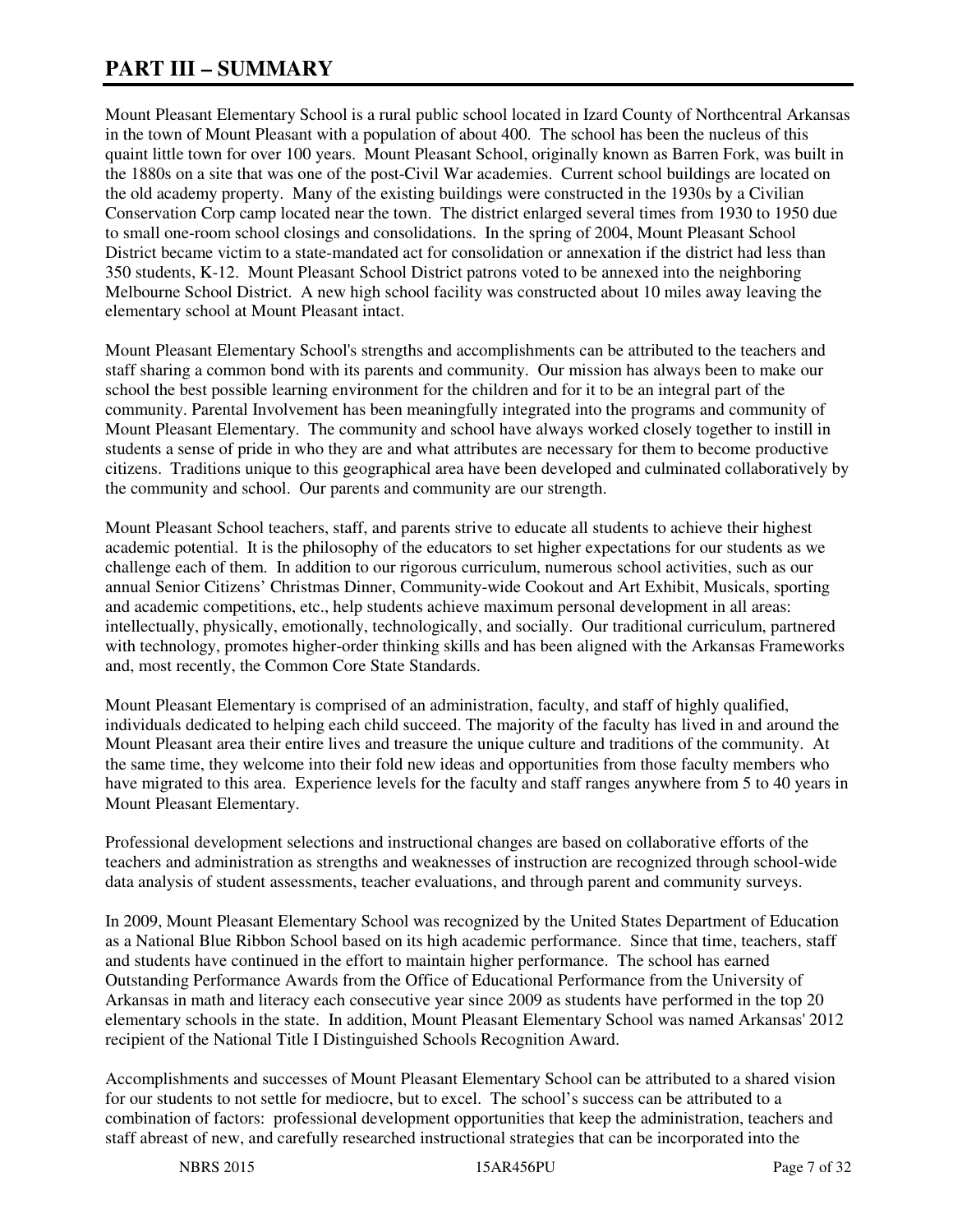# PART III – SUMMARY

Mount Pleasant Elementary School is a rural public school located in Izard County of Northcentral Arkansas in the town of Mount Pleasant with a population of about 400. The school has been the nucleus of this quaint little town for over 100 years. Mount Pleasant School, originally known as Barren Fork, was built in the 1880s on a site that was one of the post-Civil War academies. Current school buildings are located on the old academy property. Many of the existing buildings were constructed in the 1930s by a Civilian Conservation Corp camp located near the town. The district enlarged several times from 1930 to 1950 due to small one-room school closings and consolidations. In the spring of 2004, Mount Pleasant School District became victim to a state-mandated act for consolidation or annexation if the district had less than 350 students, K-12. Mount Pleasant School District patrons voted to be annexed into the neighboring Melbourne School District. A new high school facility was constructed about 10 miles away leaving the elementary school at Mount Pleasant intact.

Mount Pleasant Elementary School's strengths and accomplishments can be attributed to the teachers and staff sharing a common bond with its parents and community. Our mission has always been to make our school the best possible learning environment for the children and for it to be an integral part of the community. Parental Involvement has been meaningfully integrated into the programs and community of Mount Pleasant Elementary. The community and school have always worked closely together to instill in students a sense of pride in who they are and what attributes are necessary for them to become productive citizens. Traditions unique to this geographical area have been developed and culminated collaboratively by the community and school. Our parents and community are our strength.

Mount Pleasant School teachers, staff, and parents strive to educate all students to achieve their highest academic potential. It is the philosophy of the educators to set higher expectations for our students as we challenge each of them. In addition to our rigorous curriculum, numerous school activities, such as our annual Senior Citizens' Christmas Dinner, Community-wide Cookout and Art Exhibit, Musicals, sporting and academic competitions, etc., help students achieve maximum personal development in all areas: intellectually, physically, emotionally, technologically, and socially. Our traditional curriculum, partnered with technology, promotes higher-order thinking skills and has been aligned with the Arkansas Frameworks and, most recently, the Common Core State Standards.

Mount Pleasant Elementary is comprised of an administration, faculty, and staff of highly qualified, individuals dedicated to helping each child succeed. The majority of the faculty has lived in and around the Mount Pleasant area their entire lives and treasure the unique culture and traditions of the community. At the same time, they welcome into their fold new ideas and opportunities from those faculty members who have migrated to this area. Experience levels for the faculty and staff ranges anywhere from 5 to 40 years in Mount Pleasant Elementary.

Professional development selections and instructional changes are based on collaborative efforts of the teachers and administration as strengths and weaknesses of instruction are recognized through school-wide data analysis of student assessments, teacher evaluations, and through parent and community surveys.

In 2009, Mount Pleasant Elementary School was recognized by the United States Department of Education as a National Blue Ribbon School based on its high academic performance. Since that time, teachers, staff and students have continued in the effort to maintain higher performance. The school has earned Outstanding Performance Awards from the Office of Educational Performance from the University of Arkansas in math and literacy each consecutive year since 2009 as students have performed in the top 20 elementary schools in the state. In addition, Mount Pleasant Elementary School was named Arkansas' 2012 recipient of the National Title I Distinguished Schools Recognition Award.

Accomplishments and successes of Mount Pleasant Elementary School can be attributed to a shared vision for our students to not settle for mediocre, but to excel. The school's success can be attributed to a combination of factors: professional development opportunities that keep the administration, teachers and staff abreast of new, and carefully researched instructional strategies that can be incorporated into the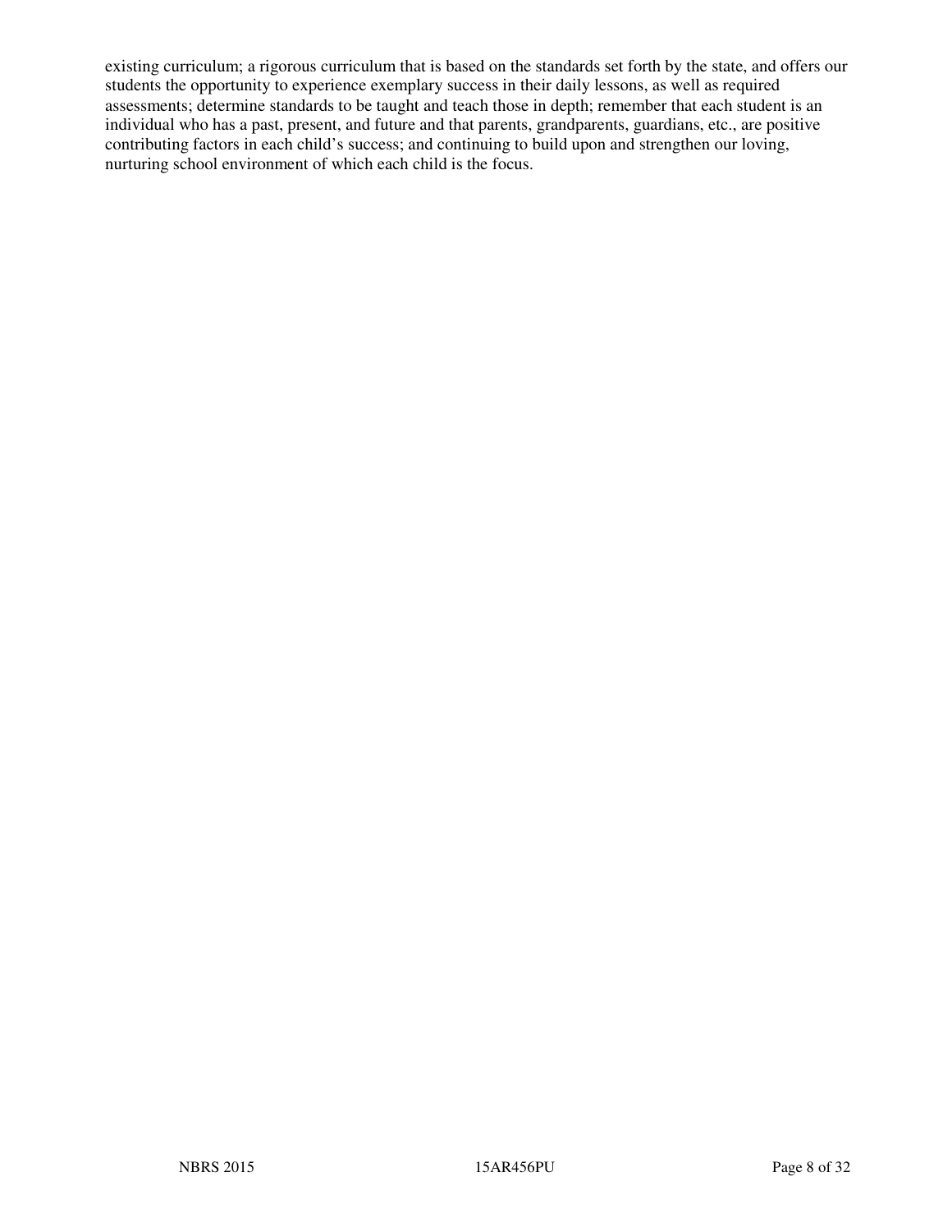existing curriculum; a rigorous curriculum that is based on the standards set forth by the state, and offers our students the opportunity to experience exemplary success in their daily lessons, as well as required assessments; determine standards to be taught and teach those in depth; remember that each student is an individual who has a past, present, and future and that parents, grandparents, guardians, etc., are positive contributing factors in each child's success; and continuing to build upon and strengthen our loving, nurturing school environment of which each child is the focus.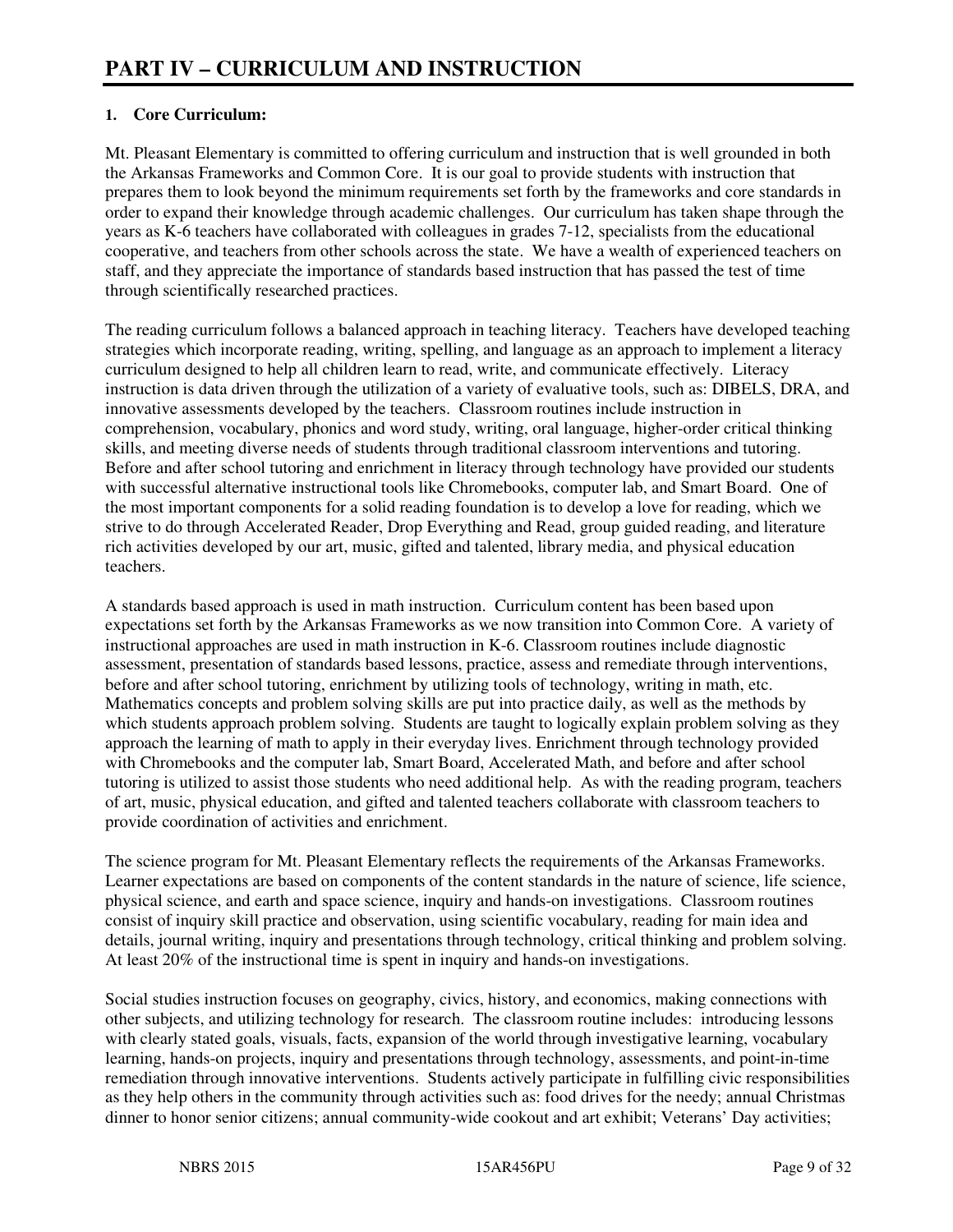# PART IV – CURRICULUM AND INSTRUCTION

**1. Core Curriculum:**

Mt. Pleasant Elementary is committed to offering curriculum and instruction that is well grounded in both the Arkansas Frameworks and Common Core. It is our goal to provide students with instruction that prepares them to look beyond the minimum requirements set forth by the frameworks and core standards in order to expand their knowledge through academic challenges. Our curriculum has taken shape through the years as K-6 teachers have collaborated with colleagues in grades 7-12, specialists from the educational cooperative, and teachers from other schools across the state. We have a wealth of experienced teachers on staff, and they appreciate the importance of standards based instruction that has passed the test of time through scientifically researched practices.

The reading curriculum follows a balanced approach in teaching literacy. Teachers have developed teaching strategies which incorporate reading, writing, spelling, and language as an approach to implement a literacy curriculum designed to help all children learn to read, write, and communicate effectively. Literacy instruction is data driven through the utilization of a variety of evaluative tools, such as: DIBELS, DRA, and innovative assessments developed by the teachers. Classroom routines include instruction in comprehension, vocabulary, phonics and word study, writing, oral language, higher-order critical thinking skills, and meeting diverse needs of students through traditional classroom interventions and tutoring. Before and after school tutoring and enrichment in literacy through technology have provided our students with successful alternative instructional tools like Chromebooks, computer lab, and Smart Board. One of the most important components for a solid reading foundation is to develop a love for reading, which we strive to do through Accelerated Reader, Drop Everything and Read, group guided reading, and literature rich activities developed by our art, music, gifted and talented, library media, and physical education teachers.

A standards based approach is used in math instruction. Curriculum content has been based upon expectations set forth by the Arkansas Frameworks as we now transition into Common Core. A variety of instructional approaches are used in math instruction in K-6. Classroom routines include diagnostic assessment, presentation of standards based lessons, practice, assess and remediate through interventions, before and after school tutoring, enrichment by utilizing tools of technology, writing in math, etc. Mathematics concepts and problem solving skills are put into practice daily, as well as the methods by which students approach problem solving. Students are taught to logically explain problem solving as they approach the learning of math to apply in their everyday lives. Enrichment through technology provided with Chromebooks and the computer lab, Smart Board, Accelerated Math, and before and after school tutoring is utilized to assist those students who need additional help. As with the reading program, teachers of art, music, physical education, and gifted and talented teachers collaborate with classroom teachers to provide coordination of activities and enrichment.

The science program for Mt. Pleasant Elementary reflects the requirements of the Arkansas Frameworks. Learner expectations are based on components of the content standards in the nature of science, life science, physical science, and earth and space science, inquiry and hands-on investigations. Classroom routines consist of inquiry skill practice and observation, using scientific vocabulary, reading for main idea and details, journal writing, inquiry and presentations through technology, critical thinking and problem solving. At least 20% of the instructional time is spent in inquiry and hands-on investigations.

Social studies instruction focuses on geography, civics, history, and economics, making connections with other subjects, and utilizing technology for research. The classroom routine includes: introducing lessons with clearly stated goals, visuals, facts, expansion of the world through investigative learning, vocabulary learning, hands-on projects, inquiry and presentations through technology, assessments, and point-in-time remediation through innovative interventions. Students actively participate in fulfilling civic responsibilities as they help others in the community through activities such as: food drives for the needy; annual Christmas dinner to honor senior citizens; annual community-wide cookout and art exhibit; Veterans' Day activities;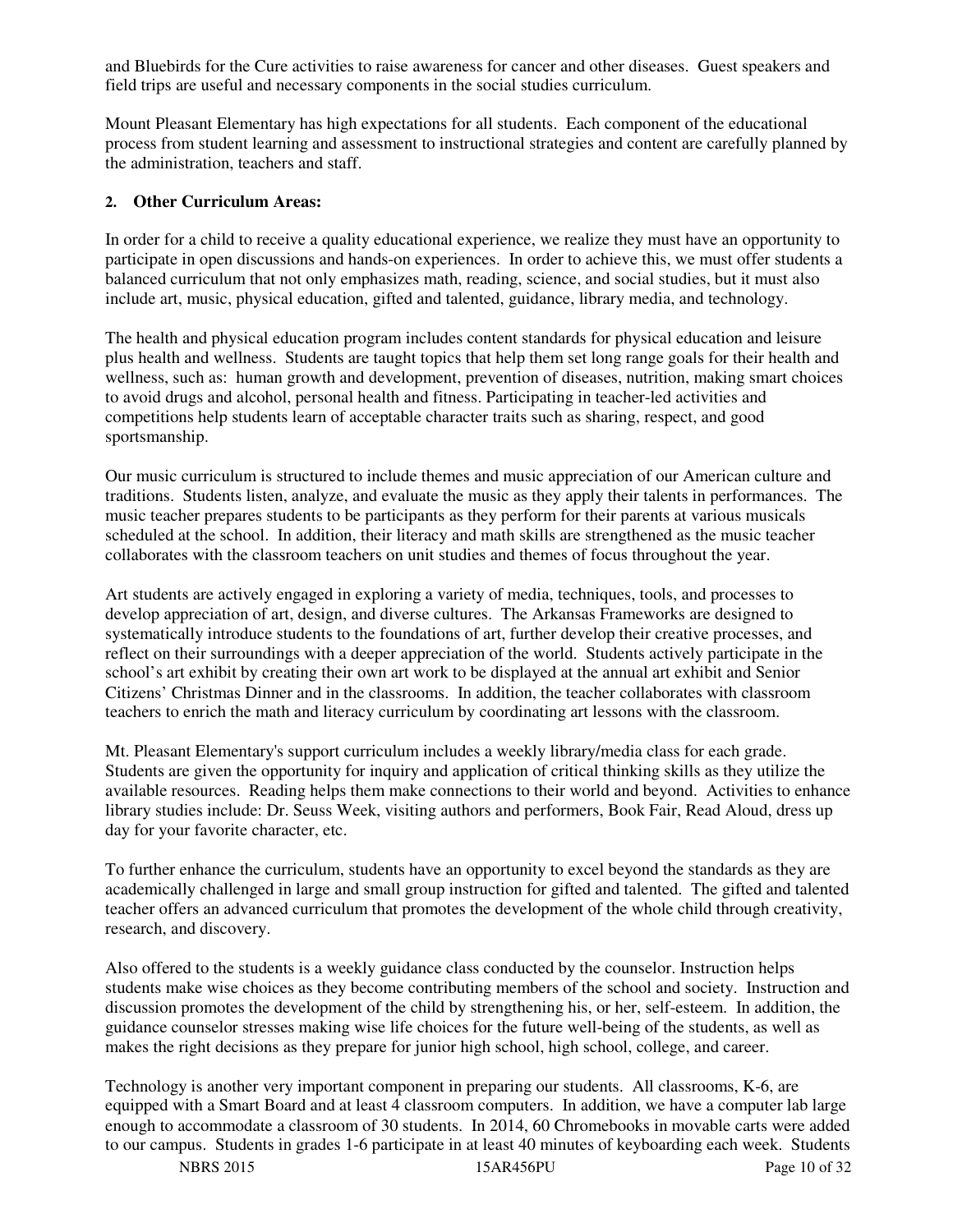and Bluebirds for the Cure activities to raise awareness for cancer and other diseases. Guest speakers and field trips are useful and necessary components in the social studies curriculum.

Mount Pleasant Elementary has high expectations for all students. Each component of the educational process from student learning and assessment to instructional strategies and content are carefully planned by the administration, teachers and staff.

**2. Other Curriculum Areas:**

In order for a child to receive a quality educational experience, we realize they must have an opportunity to participate in open discussions and hands-on experiences. In order to achieve this, we must offer students a balanced curriculum that not only emphasizes math, reading, science, and social studies, but it must also include art, music, physical education, gifted and talented, guidance, library media, and technology.

The health and physical education program includes content standards for physical education and leisure plus health and wellness. Students are taught topics that help them set long range goals for their health and wellness, such as: human growth and development, prevention of diseases, nutrition, making smart choices to avoid drugs and alcohol, personal health and fitness. Participating in teacher-led activities and competitions help students learn of acceptable character traits such as sharing, respect, and good sportsmanship.

Our music curriculum is structured to include themes and music appreciation of our American culture and traditions. Students listen, analyze, and evaluate the music as they apply their talents in performances. The music teacher prepares students to be participants as they perform for their parents at various musicals scheduled at the school. In addition, their literacy and math skills are strengthened as the music teacher collaborates with the classroom teachers on unit studies and themes of focus throughout the year.

Art students are actively engaged in exploring a variety of media, techniques, tools, and processes to develop appreciation of art, design, and diverse cultures. The Arkansas Frameworks are designed to systematically introduce students to the foundations of art, further develop their creative processes, and reflect on their surroundings with a deeper appreciation of the world. Students actively participate in the school's art exhibit by creating their own art work to be displayed at the annual art exhibit and Senior Citizens' Christmas Dinner and in the classrooms. In addition, the teacher collaborates with classroom teachers to enrich the math and literacy curriculum by coordinating art lessons with the classroom.

Mt. Pleasant Elementary's support curriculum includes a weekly library/media class for each grade. Students are given the opportunity for inquiry and application of critical thinking skills as they utilize the available resources. Reading helps them make connections to their world and beyond. Activities to enhance library studies include: Dr. Seuss Week, visiting authors and performers, Book Fair, Read Aloud, dress up day for your favorite character, etc.

To further enhance the curriculum, students have an opportunity to excel beyond the standards as they are academically challenged in large and small group instruction for gifted and talented. The gifted and talented teacher offers an advanced curriculum that promotes the development of the whole child through creativity, research, and discovery.

Also offered to the students is a weekly guidance class conducted by the counselor. Instruction helps students make wise choices as they become contributing members of the school and society. Instruction and discussion promotes the development of the child by strengthening his, or her, self-esteem. In addition, the guidance counselor stresses making wise life choices for the future well-being of the students, as well as makes the right decisions as they prepare for junior high school, high school, college, and career.

Technology is another very important component in preparing our students. All classrooms, K-6, are equipped with a Smart Board and at least 4 classroom computers. In addition, we have a computer lab large enough to accommodate a classroom of 30 students. In 2014, 60 Chromebooks in movable carts were added to our campus. Students in grades 1-6 participate in at least 40 minutes of keyboarding each week. Students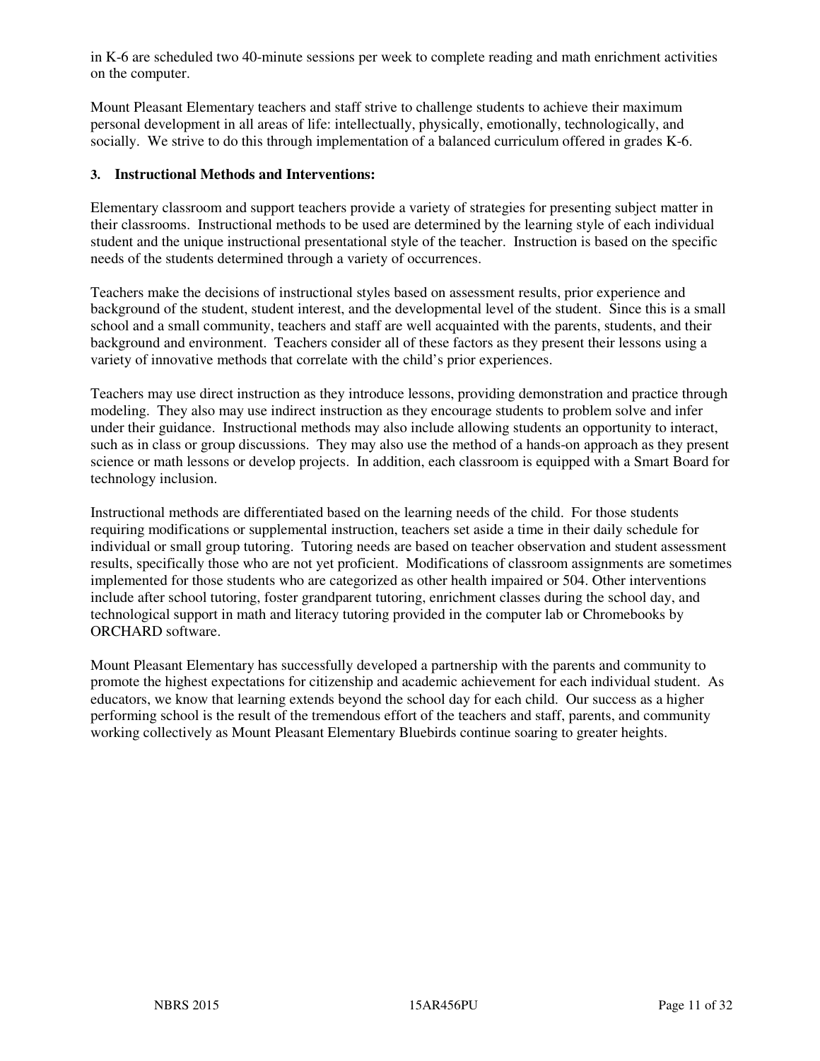in K-6 are scheduled two 40-minute sessions per week to complete reading and math enrichment activities on the computer.

Mount Pleasant Elementary teachers and staff strive to challenge students to achieve their maximum personal development in all areas of life: intellectually, physically, emotionally, technologically, and socially. We strive to do this through implementation of a balanced curriculum offered in grades K-6.

**3. Instructional Methods and Interventions:**

Elementary classroom and support teachers provide a variety of strategies for presenting subject matter in their classrooms. Instructional methods to be used are determined by the learning style of each individual student and the unique instructional presentational style of the teacher. Instruction is based on the specific needs of the students determined through a variety of occurrences.

Teachers make the decisions of instructional styles based on assessment results, prior experience and background of the student, student interest, and the developmental level of the student. Since this is a small school and a small community, teachers and staff are well acquainted with the parents, students, and their background and environment. Teachers consider all of these factors as they present their lessons using a variety of innovative methods that correlate with the child's prior experiences.

Teachers may use direct instruction as they introduce lessons, providing demonstration and practice through modeling. They also may use indirect instruction as they encourage students to problem solve and infer under their guidance. Instructional methods may also include allowing students an opportunity to interact, such as in class or group discussions. They may also use the method of a hands-on approach as they present science or math lessons or develop projects. In addition, each classroom is equipped with a Smart Board for technology inclusion.

Instructional methods are differentiated based on the learning needs of the child. For those students requiring modifications or supplemental instruction, teachers set aside a time in their daily schedule for individual or small group tutoring. Tutoring needs are based on teacher observation and student assessment results, specifically those who are not yet proficient. Modifications of classroom assignments are sometimes implemented for those students who are categorized as other health impaired or 504. Other interventions include after school tutoring, foster grandparent tutoring, enrichment classes during the school day, and technological support in math and literacy tutoring provided in the computer lab or Chromebooks by ORCHARD software.

Mount Pleasant Elementary has successfully developed a partnership with the parents and community to promote the highest expectations for citizenship and academic achievement for each individual student. As educators, we know that learning extends beyond the school day for each child. Our success as a higher performing school is the result of the tremendous effort of the teachers and staff, parents, and community working collectively as Mount Pleasant Elementary Bluebirds continue soaring to greater heights.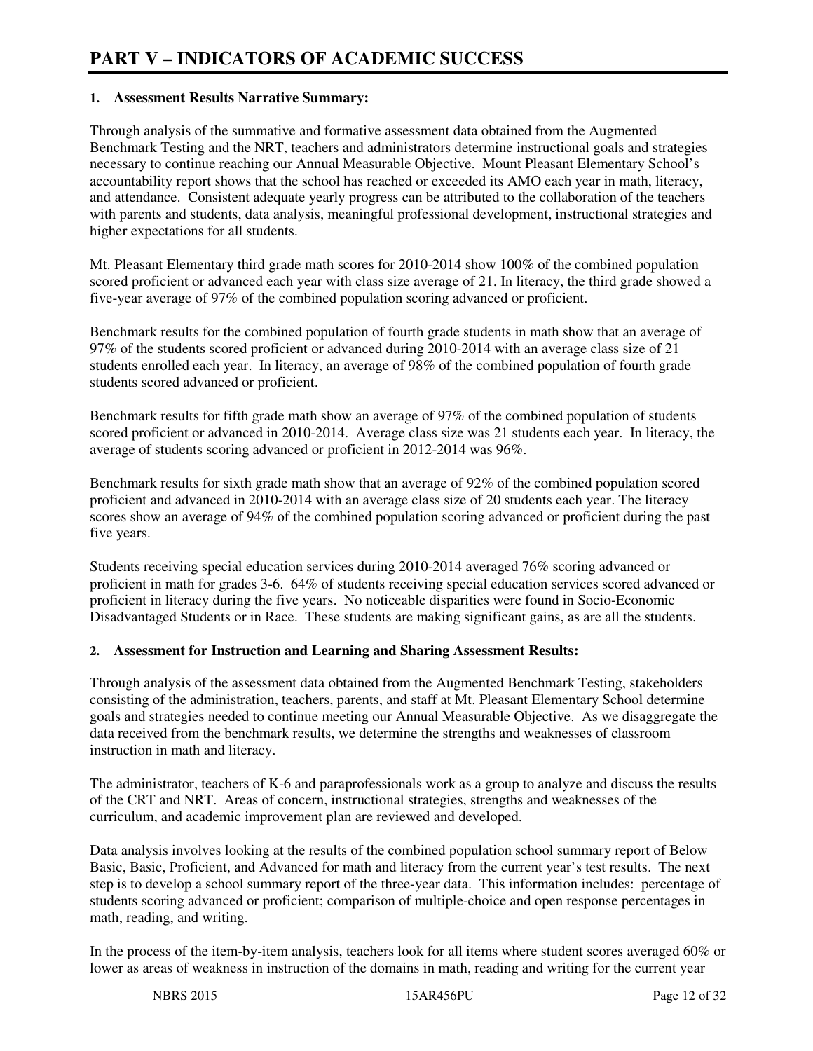# PART V – INDICATORS OF ACADEMIC SUCCESS

**1. Assessment Results Narrative Summary:**

Through analysis of the summative and formative assessment data obtained from the Augmented Benchmark Testing and the NRT, teachers and administrators determine instructional goals and strategies necessary to continue reaching our Annual Measurable Objective. Mount Pleasant Elementary School's accountability report shows that the school has reached or exceeded its AMO each year in math, literacy, and attendance. Consistent adequate yearly progress can be attributed to the collaboration of the teachers with parents and students, data analysis, meaningful professional development, instructional strategies and higher expectations for all students.

Mt. Pleasant Elementary third grade math scores for 2010-2014 show 100% of the combined population scored proficient or advanced each year with class size average of 21. In literacy, the third grade showed a five-year average of 97% of the combined population scoring advanced or proficient.

Benchmark results for the combined population of fourth grade students in math show that an average of 97% of the students scored proficient or advanced during 2010-2014 with an average class size of 21 students enrolled each year. In literacy, an average of 98% of the combined population of fourth grade students scored advanced or proficient.

Benchmark results for fifth grade math show an average of 97% of the combined population of students scored proficient or advanced in 2010-2014. Average class size was 21 students each year. In literacy, the average of students scoring advanced or proficient in 2012-2014 was 96%.

Benchmark results for sixth grade math show that an average of 92% of the combined population scored proficient and advanced in 2010-2014 with an average class size of 20 students each year. The literacy scores show an average of 94% of the combined population scoring advanced or proficient during the past five years.

Students receiving special education services during 2010-2014 averaged 76% scoring advanced or proficient in math for grades 3-6. 64% of students receiving special education services scored advanced or proficient in literacy during the five years. No noticeable disparities were found in Socio-Economic Disadvantaged Students or in Race. These students are making significant gains, as are all the students.

**2. Assessment for Instruction and Learning and Sharing Assessment Results:**

Through analysis of the assessment data obtained from the Augmented Benchmark Testing, stakeholders consisting of the administration, teachers, parents, and staff at Mt. Pleasant Elementary School determine goals and strategies needed to continue meeting our Annual Measurable Objective. As we disaggregate the data received from the benchmark results, we determine the strengths and weaknesses of classroom instruction in math and literacy.

The administrator, teachers of K-6 and paraprofessionals work as a group to analyze and discuss the results of the CRT and NRT. Areas of concern, instructional strategies, strengths and weaknesses of the curriculum, and academic improvement plan are reviewed and developed.

Data analysis involves looking at the results of the combined population school summary report of Below Basic, Basic, Proficient, and Advanced for math and literacy from the current year's test results. The next step is to develop a school summary report of the three-year data. This information includes: percentage of students scoring advanced or proficient; comparison of multiple-choice and open response percentages in math, reading, and writing.

In the process of the item-by-item analysis, teachers look for all items where student scores averaged 60% or lower as areas of weakness in instruction of the domains in math, reading and writing for the current year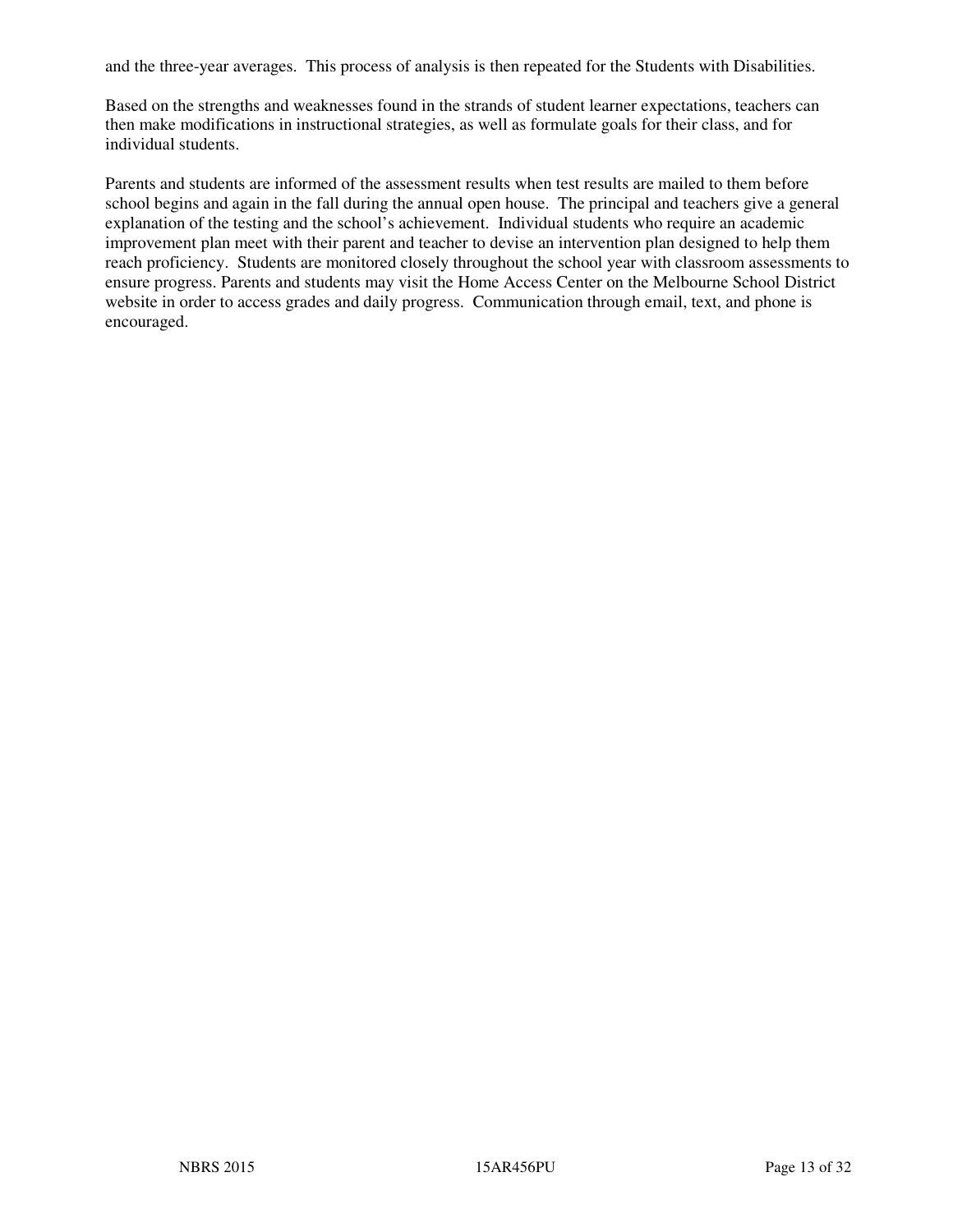and the three-year averages. This process of analysis is then repeated for the Students with Disabilities.

Based on the strengths and weaknesses found in the strands of student learner expectations, teachers can then make modifications in instructional strategies, as well as formulate goals for their class, and for individual students.

Parents and students are informed of the assessment results when test results are mailed to them before school begins and again in the fall during the annual open house. The principal and teachers give a general explanation of the testing and the school's achievement. Individual students who require an academic improvement plan meet with their parent and teacher to devise an intervention plan designed to help them reach proficiency. Students are monitored closely throughout the school year with classroom assessments to ensure progress. Parents and students may visit the Home Access Center on the Melbourne School District website in order to access grades and daily progress. Communication through email, text, and phone is encouraged.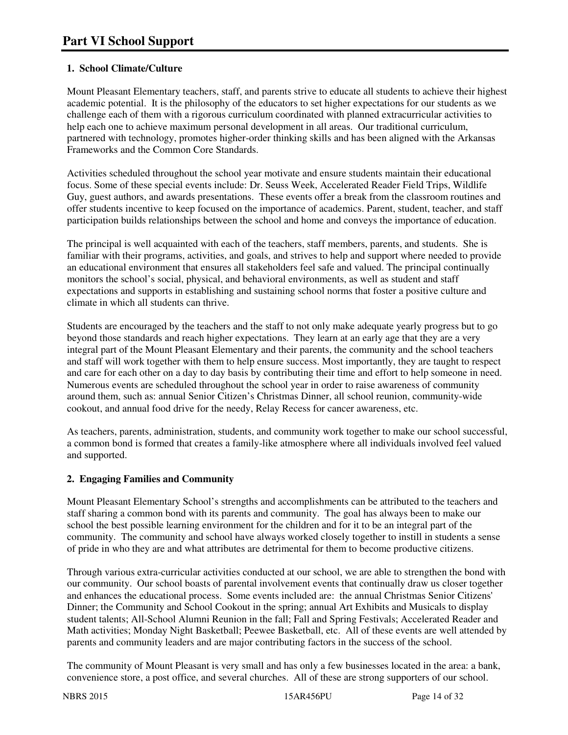# Part VI School Support

### 1. School Climate/Culture

Mount Pleasant Elementary teachers, staff, and parents strive to educate all students to achieve their highest academic potential. It is the philosophy of the educators to set higher expectations for our students as we challenge each of them with a rigorous curriculum coordinated with planned extracurricular activities to help each one to achieve maximum personal development in all areas. Our traditional curriculum, partnered with technology, promotes higher-order thinking skills and has been aligned with the Arkansas Frameworks and the Common Core Standards.

Activities scheduled throughout the school year motivate and ensure students maintain their educational focus. Some of these special events include: Dr. Seuss Week, Accelerated Reader Field Trips, Wildlife Guy, guest authors, and awards presentations. These events offer a break from the classroom routines and offer students incentive to keep focused on the importance of academics. Parent, student, teacher, and staff participation builds relationships between the school and home and conveys the importance of education.

The principal is well acquainted with each of the teachers, staff members, parents, and students. She is familiar with their programs, activities, and goals, and strives to help and support where needed to provide an educational environment that ensures all stakeholders feel safe and valued. The principal continually monitors the school's social, physical, and behavioral environments, as well as student and staff expectations and supports in establishing and sustaining school norms that foster a positive culture and climate in which all students can thrive.

Students are encouraged by the teachers and the staff to not only make adequate yearly progress but to go beyond those standards and reach higher expectations. They learn at an early age that they are a very integral part of the Mount Pleasant Elementary and their parents, the community and the school teachers and staff will work together with them to help ensure success. Most importantly, they are taught to respect and care for each other on a day to day basis by contributing their time and effort to help someone in need. Numerous events are scheduled throughout the school year in order to raise awareness of community around them, such as: annual Senior Citizen's Christmas Dinner, all school reunion, community-wide cookout, and annual food drive for the needy, Relay Recess for cancer awareness, etc.

As teachers, parents, administration, students, and community work together to make our school successful, a common bond is formed that creates a family-like atmosphere where all individuals involved feel valued and supported.

### 2. Engaging Families and Community

Mount Pleasant Elementary School's strengths and accomplishments can be attributed to the teachers and staff sharing a common bond with its parents and community. The goal has always been to make our school the best possible learning environment for the children and for it to be an integral part of the community. The community and school have always worked closely together to instill in students a sense of pride in who they are and what attributes are detrimental for them to become productive citizens.

Through various extra-curricular activities conducted at our school, we are able to strengthen the bond with our community. Our school boasts of parental involvement events that continually draw us closer together and enhances the educational process. Some events included are: the annual Christmas Senior Citizens' Dinner; the Community and School Cookout in the spring; annual Art Exhibits and Musicals to display student talents; All-School Alumni Reunion in the fall; Fall and Spring Festivals; Accelerated Reader and Math activities; Monday Night Basketball; Peewee Basketball, etc. All of these events are well attended by parents and community leaders and are major contributing factors in the success of the school.

The community of Mount Pleasant is very small and has only a few businesses located in the area: a bank, convenience store, a post office, and several churches. All of these are strong supporters of our school.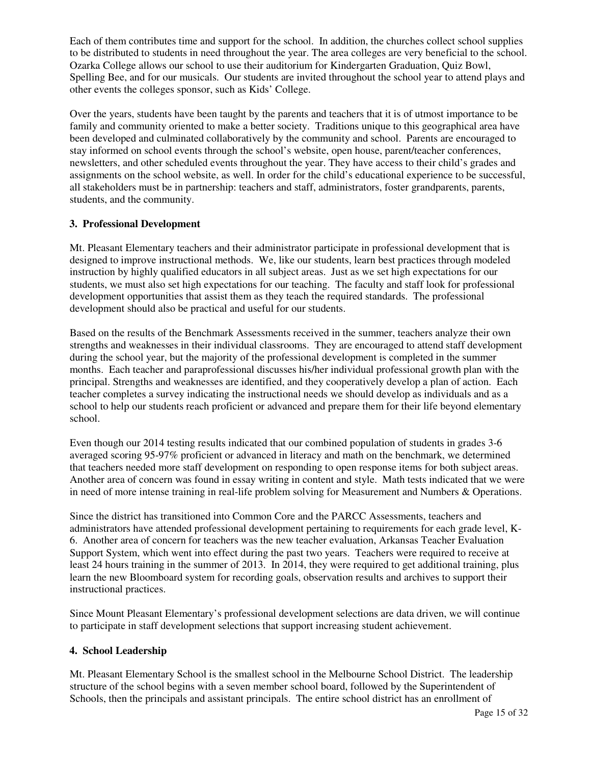Each of them contributes time and support for the school. In addition, the churches collect school supplies to be distributed to students in need throughout the year. The area colleges are very beneficial to the school. Ozarka College allows our school to use their auditorium for Kindergarten Graduation, Quiz Bowl, Spelling Bee, and for our musicals. Our students are invited throughout the school year to attend plays and other events the colleges sponsor, such as Kids' College.

Over the years, students have been taught by the parents and teachers that it is of utmost importance to be family and community oriented to make a better society. Traditions unique to this geographical area have been developed and culminated collaboratively by the community and school. Parents are encouraged to stay informed on school events through the school's website, open house, parent/teacher conferences, newsletters, and other scheduled events throughout the year. They have access to their child's grades and assignments on the school website, as well. In order for the child's educational experience to be successful, all stakeholders must be in partnership: teachers and staff, administrators, foster grandparents, parents, students, and the community.

### 3. Professional Development

Mt. Pleasant Elementary teachers and their administrator participate in professional development that is designed to improve instructional methods. We, like our students, learn best practices through modeled instruction by highly qualified educators in all subject areas. Just as we set high expectations for our students, we must also set high expectations for our teaching. The faculty and staff look for professional development opportunities that assist them as they teach the required standards. The professional development should also be practical and useful for our students.

Based on the results of the Benchmark Assessments received in the summer, teachers analyze their own strengths and weaknesses in their individual classrooms. They are encouraged to attend staff development during the school year, but the majority of the professional development is completed in the summer months. Each teacher and paraprofessional discusses his/her individual professional growth plan with the principal. Strengths and weaknesses are identified, and they cooperatively develop a plan of action. Each teacher completes a survey indicating the instructional needs we should develop as individuals and as a school to help our students reach proficient or advanced and prepare them for their life beyond elementary school.

Even though our 2014 testing results indicated that our combined population of students in grades 3-6 averaged scoring 95-97% proficient or advanced in literacy and math on the benchmark, we determined that teachers needed more staff development on responding to open response items for both subject areas. Another area of concern was found in essay writing in content and style. Math tests indicated that we were in need of more intense training in real-life problem solving for Measurement and Numbers & Operations.

Since the district has transitioned into Common Core and the PARCC Assessments, teachers and administrators have attended professional development pertaining to requirements for each grade level, K-6. Another area of concern for teachers was the new teacher evaluation, Arkansas Teacher Evaluation Support System, which went into effect during the past two years. Teachers were required to receive at least 24 hours training in the summer of 2013. In 2014, they were required to get additional training, plus learn the new Bloomboard system for recording goals, observation results and archives to support their instructional practices.

Since Mount Pleasant Elementary's professional development selections are data driven, we will continue to participate in staff development selections that support increasing student achievement.

### 4. School Leadership

Mt. Pleasant Elementary School is the smallest school in the Melbourne School District. The leadership structure of the school begins with a seven member school board, followed by the Superintendent of Schools, then the principals and assistant principals. The entire school district has an enrollment of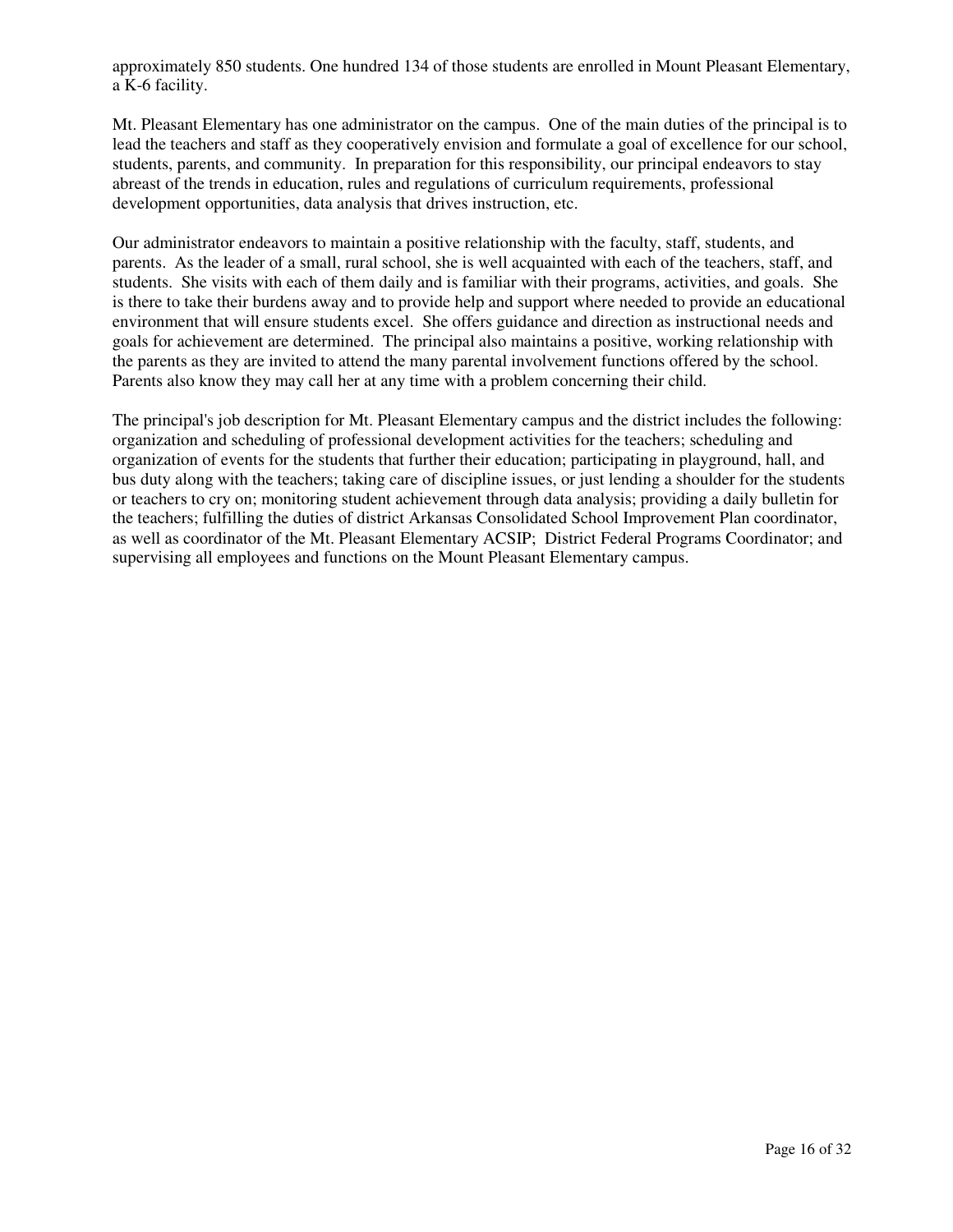approximately 850 students. One hundred 134 of those students are enrolled in Mount Pleasant Elementary, a K-6 facility.

Mt. Pleasant Elementary has one administrator on the campus. One of the main duties of the principal is to lead the teachers and staff as they cooperatively envision and formulate a goal of excellence for our school, students, parents, and community. In preparation for this responsibility, our principal endeavors to stay abreast of the trends in education, rules and regulations of curriculum requirements, professional development opportunities, data analysis that drives instruction, etc.

Our administrator endeavors to maintain a positive relationship with the faculty, staff, students, and parents. As the leader of a small, rural school, she is well acquainted with each of the teachers, staff, and students. She visits with each of them daily and is familiar with their programs, activities, and goals. She is there to take their burdens away and to provide help and support where needed to provide an educational environment that will ensure students excel. She offers guidance and direction as instructional needs and goals for achievement are determined. The principal also maintains a positive, working relationship with the parents as they are invited to attend the many parental involvement functions offered by the school. Parents also know they may call her at any time with a problem concerning their child.

The principal's job description for Mt. Pleasant Elementary campus and the district includes the following: organization and scheduling of professional development activities for the teachers; scheduling and organization of events for the students that further their education; participating in playground, hall, and bus duty along with the teachers; taking care of discipline issues, or just lending a shoulder for the students or teachers to cry on; monitoring student achievement through data analysis; providing a daily bulletin for the teachers; fulfilling the duties of district Arkansas Consolidated School Improvement Plan coordinator, as well as coordinator of the Mt. Pleasant Elementary ACSIP; District Federal Programs Coordinator; and supervising all employees and functions on the Mount Pleasant Elementary campus.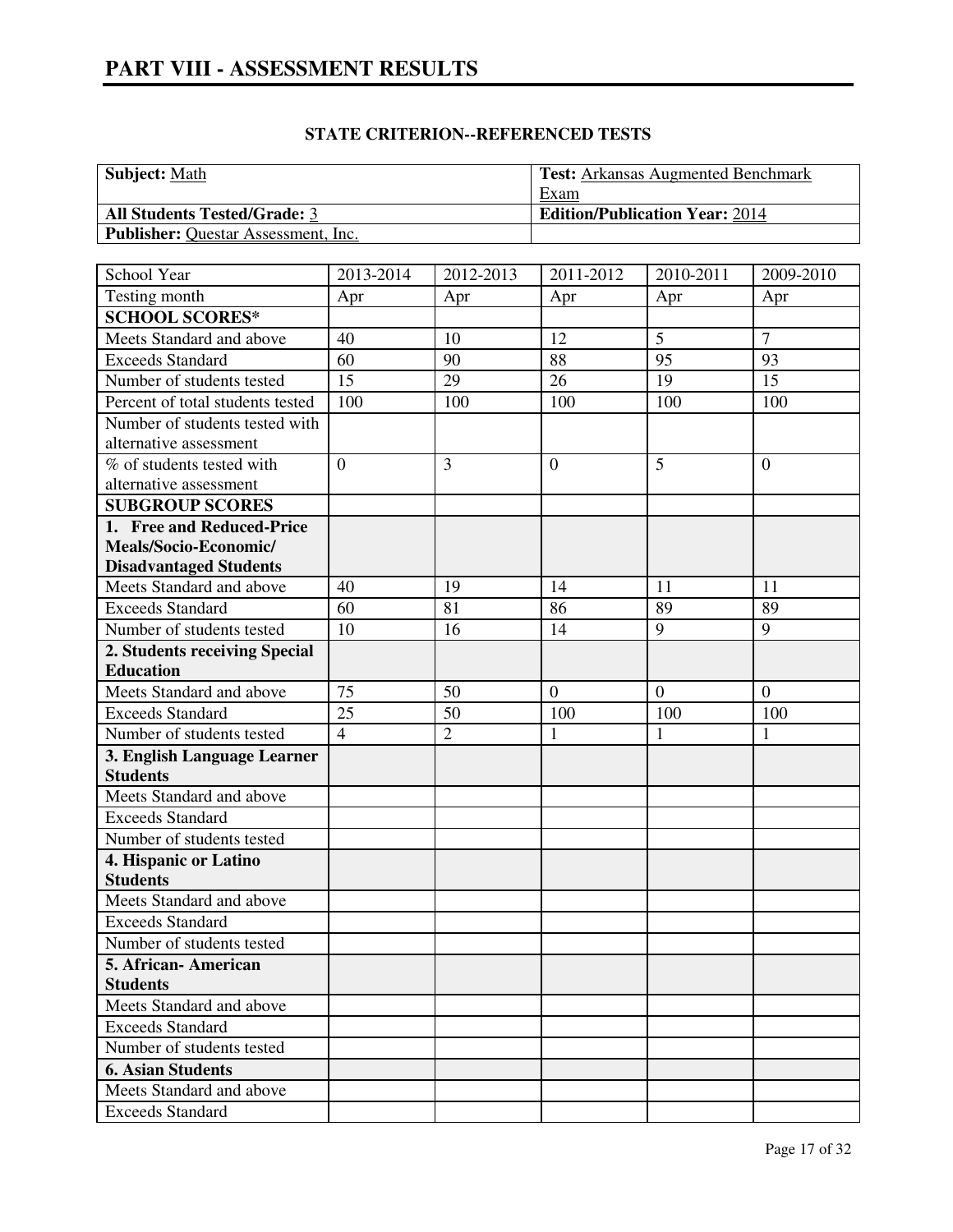# PART VIII - ASSESSMENT RESULTS

## STATE CRITERION--REFERENCED TESTS

| **Subject:** Math | **Test:** Arkansas Augmented Benchmark Exam |
|---|---|
| **All Students Tested/Grade:** 3 | **Edition/Publication Year:** 2014 |
| **Publisher:** Questar Assessment, Inc. | |

| School Year | 2013-2014 | 2012-2013 | 2011-2012 | 2010-2011 | 2009-2010 |
|---|---|---|---|---|---|
| Testing month | Apr | Apr | Apr | Apr | Apr |
| **SCHOOL SCORES*** | | | | | |
| Meets Standard and above | 40 | 10 | 12 | 5 | 7 |
| Exceeds Standard | 60 | 90 | 88 | 95 | 93 |
| Number of students tested | 15 | 29 | 26 | 19 | 15 |
| Percent of total students tested | 100 | 100 | 100 | 100 | 100 |
| Number of students tested with alternative assessment | | | | | |
| % of students tested with alternative assessment | 0 | 3 | 0 | 5 | 0 |
| **SUBGROUP SCORES** | | | | | |
| **1. Free and Reduced-Price Meals/Socio-Economic/ Disadvantaged Students** | | | | | |
| Meets Standard and above | 40 | 19 | 14 | 11 | 11 |
| Exceeds Standard | 60 | 81 | 86 | 89 | 89 |
| Number of students tested | 10 | 16 | 14 | 9 | 9 |
| **2. Students receiving Special Education** | | | | | |
| Meets Standard and above | 75 | 50 | 0 | 0 | 0 |
| Exceeds Standard | 25 | 50 | 100 | 100 | 100 |
| Number of students tested | 4 | 2 | 1 | 1 | 1 |
| **3. English Language Learner Students** | | | | | |
| Meets Standard and above | | | | | |
| Exceeds Standard | | | | | |
| Number of students tested | | | | | |
| **4. Hispanic or Latino Students** | | | | | |
| Meets Standard and above | | | | | |
| Exceeds Standard | | | | | |
| Number of students tested | | | | | |
| **5. African- American Students** | | | | | |
| Meets Standard and above | | | | | |
| Exceeds Standard | | | | | |
| Number of students tested | | | | | |
| **6. Asian Students** | | | | | |
| Meets Standard and above | | | | | |
| Exceeds Standard | | | | | |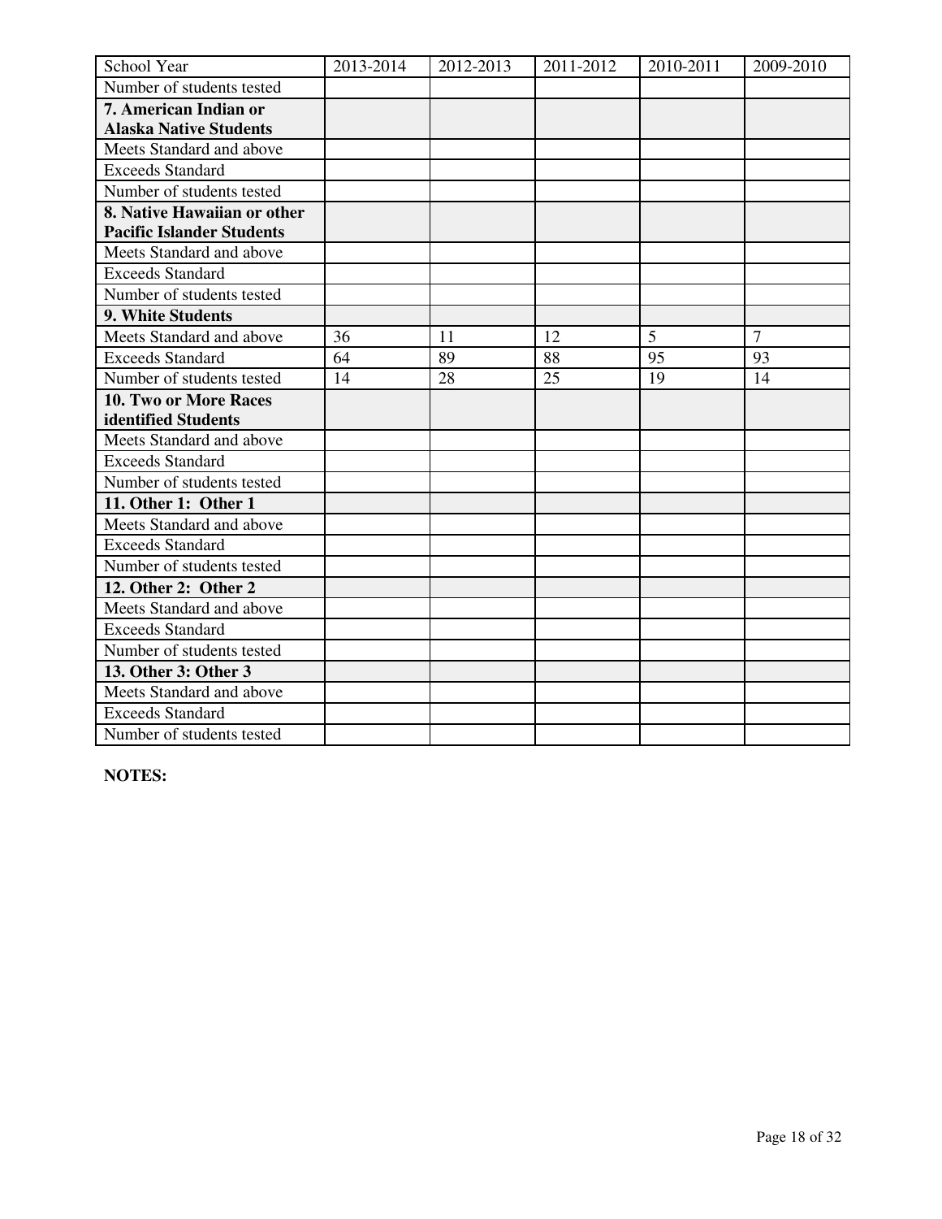| School Year | 2013-2014 | 2012-2013 | 2011-2012 | 2010-2011 | 2009-2010 |
|---|---|---|---|---|---|
| Number of students tested | | | | | |
| **7. American Indian or Alaska Native Students** | | | | | |
| Meets Standard and above | | | | | |
| Exceeds Standard | | | | | |
| Number of students tested | | | | | |
| **8. Native Hawaiian or other Pacific Islander Students** | | | | | |
| Meets Standard and above | | | | | |
| Exceeds Standard | | | | | |
| Number of students tested | | | | | |
| **9. White Students** | | | | | |
| Meets Standard and above | 36 | 11 | 12 | 5 | 7 |
| Exceeds Standard | 64 | 89 | 88 | 95 | 93 |
| Number of students tested | 14 | 28 | 25 | 19 | 14 |
| **10. Two or More Races identified Students** | | | | | |
| Meets Standard and above | | | | | |
| Exceeds Standard | | | | | |
| Number of students tested | | | | | |
| **11. Other 1: Other 1** | | | | | |
| Meets Standard and above | | | | | |
| Exceeds Standard | | | | | |
| Number of students tested | | | | | |
| **12. Other 2: Other 2** | | | | | |
| Meets Standard and above | | | | | |
| Exceeds Standard | | | | | |
| Number of students tested | | | | | |
| **13. Other 3: Other 3** | | | | | |
| Meets Standard and above | | | | | |
| Exceeds Standard | | | | | |
| Number of students tested | | | | | |

**NOTES:**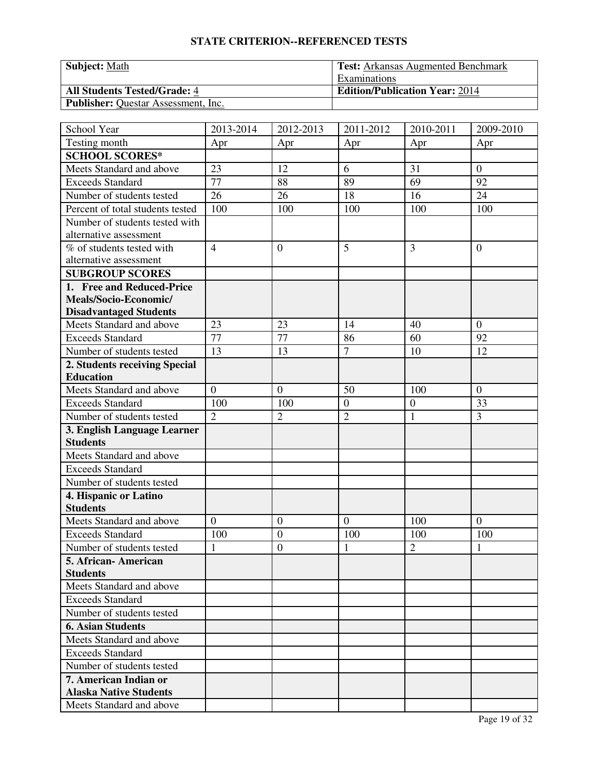## STATE CRITERION--REFERENCED TESTS

| **Subject:** Math | **Test:** Arkansas Augmented Benchmark Examinations |
|---|---|
| **All Students Tested/Grade:** 4 | **Edition/Publication Year:** 2014 |
| **Publisher:** Questar Assessment, Inc. | |

| School Year | 2013-2014 | 2012-2013 | 2011-2012 | 2010-2011 | 2009-2010 |
|---|---|---|---|---|---|
| Testing month | Apr | Apr | Apr | Apr | Apr |
| **SCHOOL SCORES*** | | | | | |
| Meets Standard and above | 23 | 12 | 6 | 31 | 0 |
| Exceeds Standard | 77 | 88 | 89 | 69 | 92 |
| Number of students tested | 26 | 26 | 18 | 16 | 24 |
| Percent of total students tested | 100 | 100 | 100 | 100 | 100 |
| Number of students tested with alternative assessment | | | | | |
| % of students tested with alternative assessment | 4 | 0 | 5 | 3 | 0 |
| **SUBGROUP SCORES** | | | | | |
| **1. Free and Reduced-Price Meals/Socio-Economic/ Disadvantaged Students** | | | | | |
| Meets Standard and above | 23 | 23 | 14 | 40 | 0 |
| Exceeds Standard | 77 | 77 | 86 | 60 | 92 |
| Number of students tested | 13 | 13 | 7 | 10 | 12 |
| **2. Students receiving Special Education** | | | | | |
| Meets Standard and above | 0 | 0 | 50 | 100 | 0 |
| Exceeds Standard | 100 | 100 | 0 | 0 | 33 |
| Number of students tested | 2 | 2 | 2 | 1 | 3 |
| **3. English Language Learner Students** | | | | | |
| Meets Standard and above | | | | | |
| Exceeds Standard | | | | | |
| Number of students tested | | | | | |
| **4. Hispanic or Latino Students** | | | | | |
| Meets Standard and above | 0 | 0 | 0 | 100 | 0 |
| Exceeds Standard | 100 | 0 | 100 | 100 | 100 |
| Number of students tested | 1 | 0 | 1 | 2 | 1 |
| **5. African- American Students** | | | | | |
| Meets Standard and above | | | | | |
| Exceeds Standard | | | | | |
| Number of students tested | | | | | |
| **6. Asian Students** | | | | | |
| Meets Standard and above | | | | | |
| Exceeds Standard | | | | | |
| Number of students tested | | | | | |
| **7. American Indian or Alaska Native Students** | | | | | |
| Meets Standard and above | | | | | |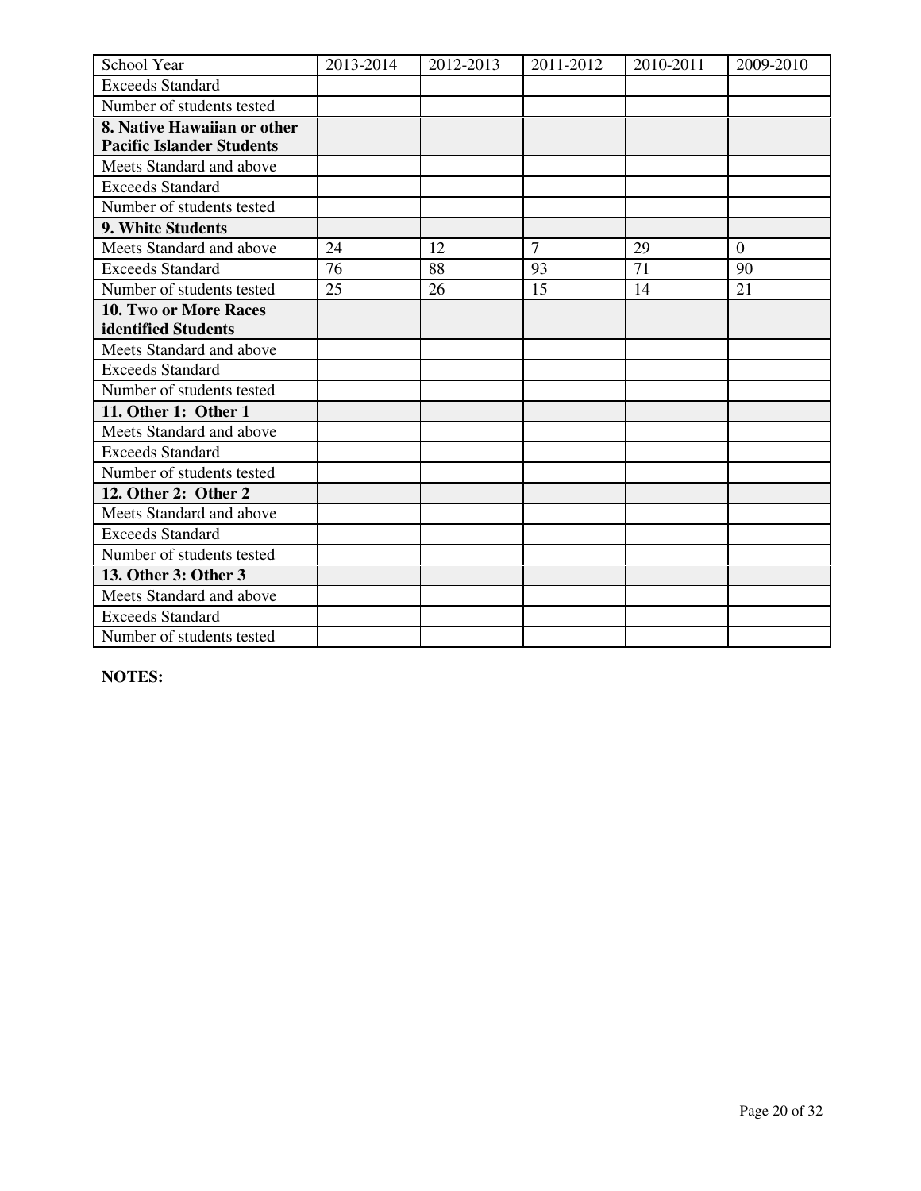| School Year | 2013-2014 | 2012-2013 | 2011-2012 | 2010-2011 | 2009-2010 |
|---|---|---|---|---|---|
| Exceeds Standard | | | | | |
| Number of students tested | | | | | |
| **8. Native Hawaiian or other Pacific Islander Students** | | | | | |
| Meets Standard and above | | | | | |
| Exceeds Standard | | | | | |
| Number of students tested | | | | | |
| **9. White Students** | | | | | |
| Meets Standard and above | 24 | 12 | 7 | 29 | 0 |
| Exceeds Standard | 76 | 88 | 93 | 71 | 90 |
| Number of students tested | 25 | 26 | 15 | 14 | 21 |
| **10. Two or More Races identified Students** | | | | | |
| Meets Standard and above | | | | | |
| Exceeds Standard | | | | | |
| Number of students tested | | | | | |
| **11. Other 1: Other 1** | | | | | |
| Meets Standard and above | | | | | |
| Exceeds Standard | | | | | |
| Number of students tested | | | | | |
| **12. Other 2: Other 2** | | | | | |
| Meets Standard and above | | | | | |
| Exceeds Standard | | | | | |
| Number of students tested | | | | | |
| **13. Other 3: Other 3** | | | | | |
| Meets Standard and above | | | | | |
| Exceeds Standard | | | | | |
| Number of students tested | | | | | |

**NOTES:**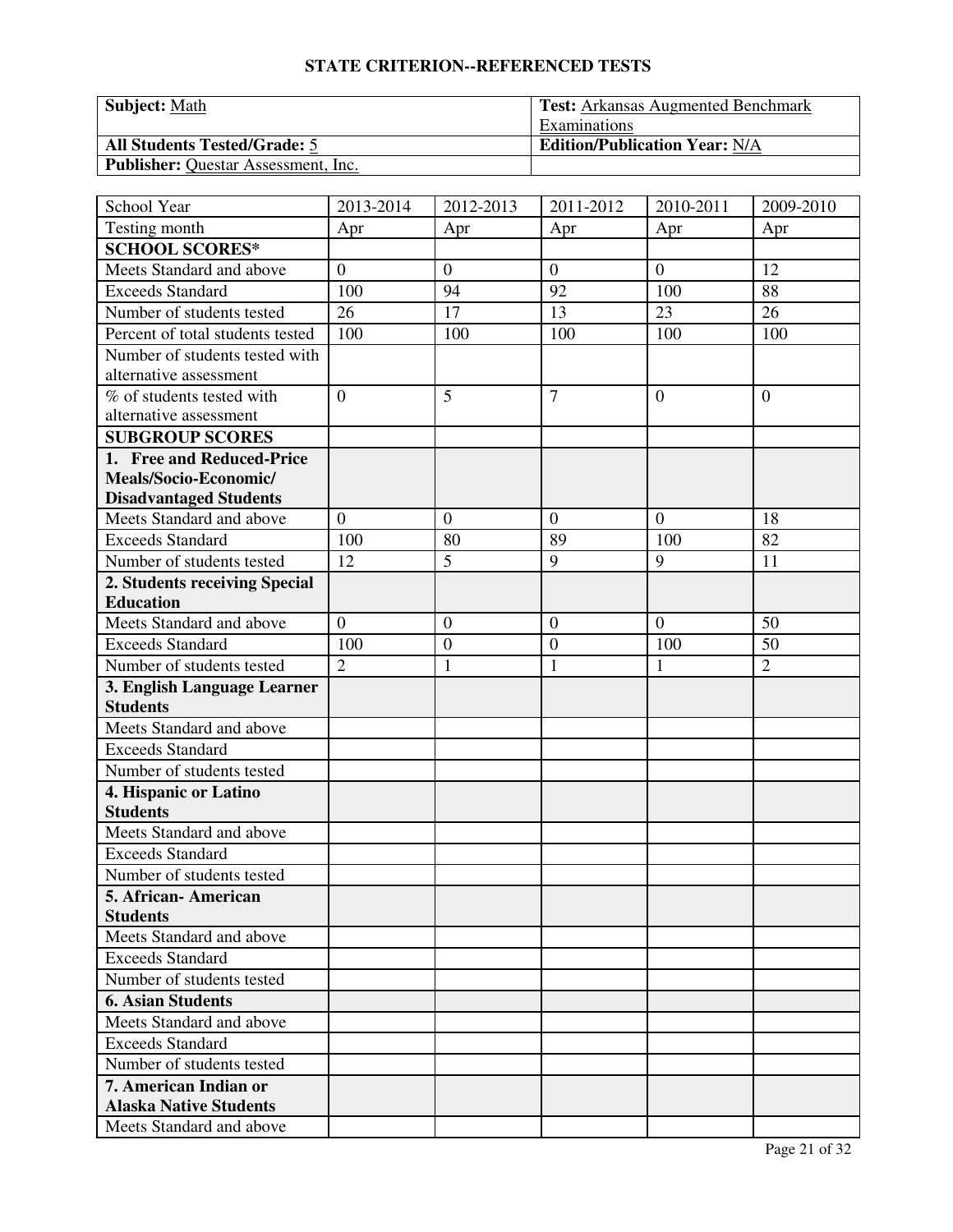## STATE CRITERION--REFERENCED TESTS

| **Subject:** Math | **Test:** Arkansas Augmented Benchmark Examinations |
|---|---|
| **All Students Tested/Grade:** 5 | **Edition/Publication Year:** N/A |
| **Publisher:** Questar Assessment, Inc. | |

| School Year | 2013-2014 | 2012-2013 | 2011-2012 | 2010-2011 | 2009-2010 |
|---|---|---|---|---|---|
| Testing month | Apr | Apr | Apr | Apr | Apr |
| **SCHOOL SCORES*** | | | | | |
| Meets Standard and above | 0 | 0 | 0 | 0 | 12 |
| Exceeds Standard | 100 | 94 | 92 | 100 | 88 |
| Number of students tested | 26 | 17 | 13 | 23 | 26 |
| Percent of total students tested | 100 | 100 | 100 | 100 | 100 |
| Number of students tested with alternative assessment | | | | | |
| % of students tested with alternative assessment | 0 | 5 | 7 | 0 | 0 |
| **SUBGROUP SCORES** | | | | | |
| **1. Free and Reduced-Price Meals/Socio-Economic/ Disadvantaged Students** | | | | | |
| Meets Standard and above | 0 | 0 | 0 | 0 | 18 |
| Exceeds Standard | 100 | 80 | 89 | 100 | 82 |
| Number of students tested | 12 | 5 | 9 | 9 | 11 |
| **2. Students receiving Special Education** | | | | | |
| Meets Standard and above | 0 | 0 | 0 | 0 | 50 |
| Exceeds Standard | 100 | 0 | 0 | 100 | 50 |
| Number of students tested | 2 | 1 | 1 | 1 | 2 |
| **3. English Language Learner Students** | | | | | |
| Meets Standard and above | | | | | |
| Exceeds Standard | | | | | |
| Number of students tested | | | | | |
| **4. Hispanic or Latino Students** | | | | | |
| Meets Standard and above | | | | | |
| Exceeds Standard | | | | | |
| Number of students tested | | | | | |
| **5. African- American Students** | | | | | |
| Meets Standard and above | | | | | |
| Exceeds Standard | | | | | |
| Number of students tested | | | | | |
| **6. Asian Students** | | | | | |
| Meets Standard and above | | | | | |
| Exceeds Standard | | | | | |
| Number of students tested | | | | | |
| **7. American Indian or Alaska Native Students** | | | | | |
| Meets Standard and above | | | | | |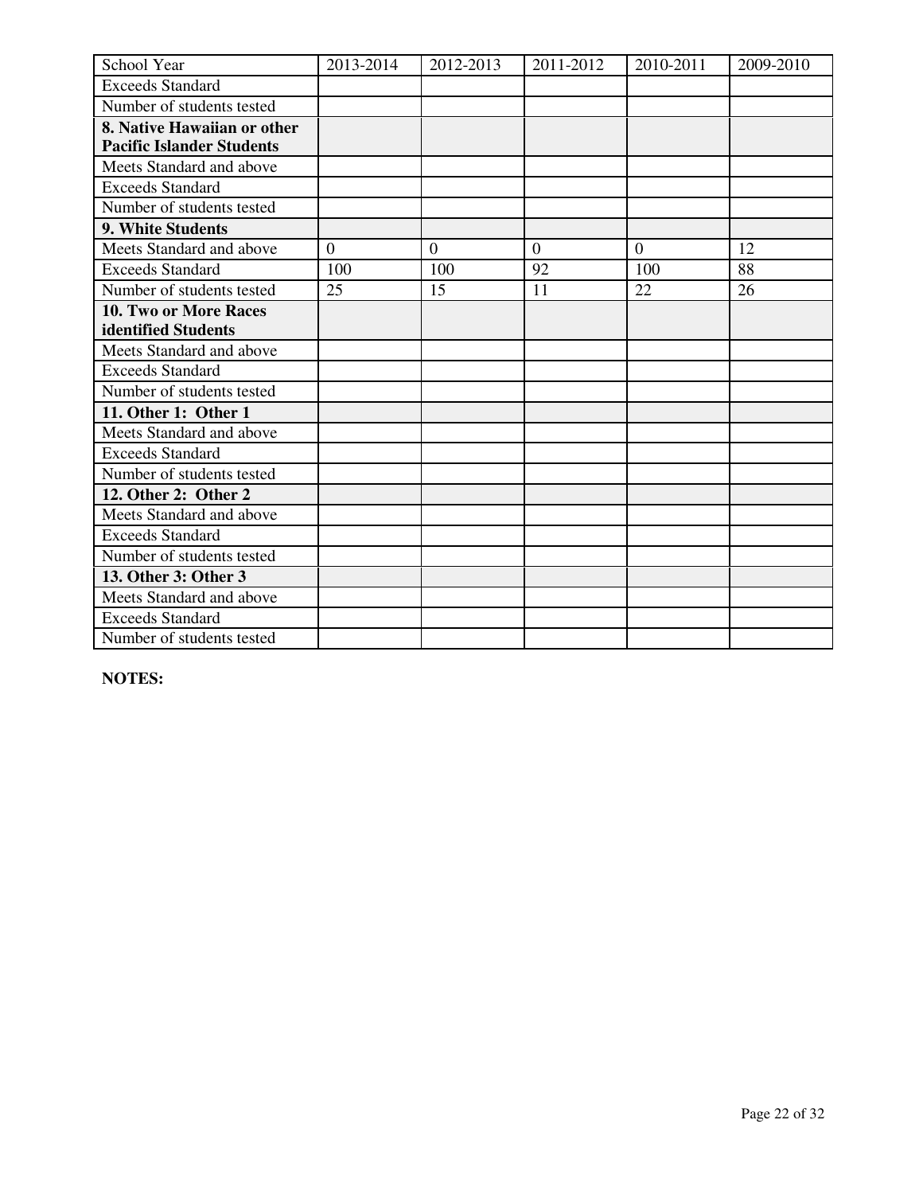| School Year | 2013-2014 | 2012-2013 | 2011-2012 | 2010-2011 | 2009-2010 |
|---|---|---|---|---|---|
| Exceeds Standard | | | | | |
| Number of students tested | | | | | |
| **8. Native Hawaiian or other Pacific Islander Students** | | | | | |
| Meets Standard and above | | | | | |
| Exceeds Standard | | | | | |
| Number of students tested | | | | | |
| **9. White Students** | | | | | |
| Meets Standard and above | 0 | 0 | 0 | 0 | 12 |
| Exceeds Standard | 100 | 100 | 92 | 100 | 88 |
| Number of students tested | 25 | 15 | 11 | 22 | 26 |
| **10. Two or More Races identified Students** | | | | | |
| Meets Standard and above | | | | | |
| Exceeds Standard | | | | | |
| Number of students tested | | | | | |
| **11. Other 1: Other 1** | | | | | |
| Meets Standard and above | | | | | |
| Exceeds Standard | | | | | |
| Number of students tested | | | | | |
| **12. Other 2: Other 2** | | | | | |
| Meets Standard and above | | | | | |
| Exceeds Standard | | | | | |
| Number of students tested | | | | | |
| **13. Other 3: Other 3** | | | | | |
| Meets Standard and above | | | | | |
| Exceeds Standard | | | | | |
| Number of students tested | | | | | |

**NOTES:**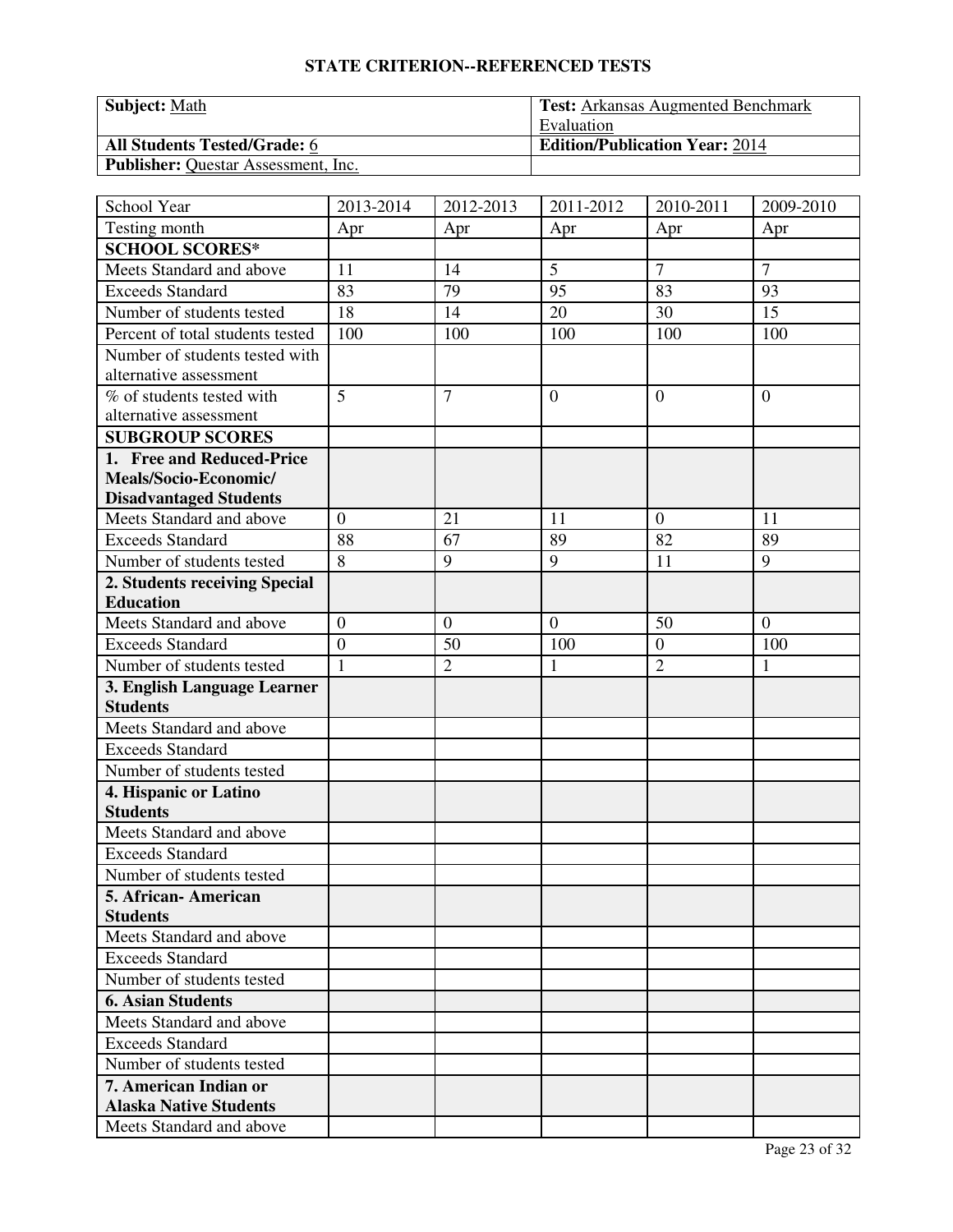## STATE CRITERION--REFERENCED TESTS

| **Subject:** Math | **Test:** Arkansas Augmented Benchmark Evaluation |
|---|---|
| **All Students Tested/Grade:** 6 | **Edition/Publication Year:** 2014 |
| **Publisher:** Questar Assessment, Inc. | |

| School Year | 2013-2014 | 2012-2013 | 2011-2012 | 2010-2011 | 2009-2010 |
|---|---|---|---|---|---|
| Testing month | Apr | Apr | Apr | Apr | Apr |
| **SCHOOL SCORES*** | | | | | |
| Meets Standard and above | 11 | 14 | 5 | 7 | 7 |
| Exceeds Standard | 83 | 79 | 95 | 83 | 93 |
| Number of students tested | 18 | 14 | 20 | 30 | 15 |
| Percent of total students tested | 100 | 100 | 100 | 100 | 100 |
| Number of students tested with alternative assessment | | | | | |
| % of students tested with alternative assessment | 5 | 7 | 0 | 0 | 0 |
| **SUBGROUP SCORES** | | | | | |
| **1. Free and Reduced-Price Meals/Socio-Economic/ Disadvantaged Students** | | | | | |
| Meets Standard and above | 0 | 21 | 11 | 0 | 11 |
| Exceeds Standard | 88 | 67 | 89 | 82 | 89 |
| Number of students tested | 8 | 9 | 9 | 11 | 9 |
| **2. Students receiving Special Education** | | | | | |
| Meets Standard and above | 0 | 0 | 0 | 50 | 0 |
| Exceeds Standard | 0 | 50 | 100 | 0 | 100 |
| Number of students tested | 1 | 2 | 1 | 2 | 1 |
| **3. English Language Learner Students** | | | | | |
| Meets Standard and above | | | | | |
| Exceeds Standard | | | | | |
| Number of students tested | | | | | |
| **4. Hispanic or Latino Students** | | | | | |
| Meets Standard and above | | | | | |
| Exceeds Standard | | | | | |
| Number of students tested | | | | | |
| **5. African- American Students** | | | | | |
| Meets Standard and above | | | | | |
| Exceeds Standard | | | | | |
| Number of students tested | | | | | |
| **6. Asian Students** | | | | | |
| Meets Standard and above | | | | | |
| Exceeds Standard | | | | | |
| Number of students tested | | | | | |
| **7. American Indian or Alaska Native Students** | | | | | |
| Meets Standard and above | | | | | |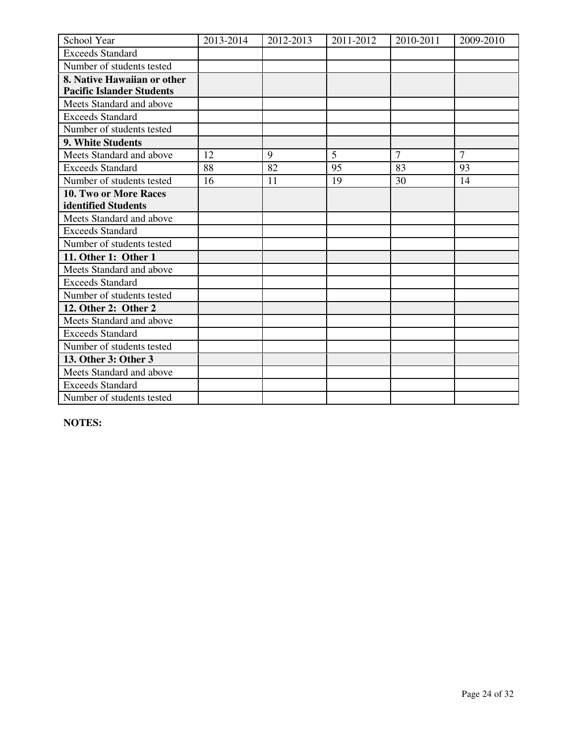| School Year | 2013-2014 | 2012-2013 | 2011-2012 | 2010-2011 | 2009-2010 |
|---|---|---|---|---|---|
| Exceeds Standard | | | | | |
| Number of students tested | | | | | |
| **8. Native Hawaiian or other Pacific Islander Students** | | | | | |
| Meets Standard and above | | | | | |
| Exceeds Standard | | | | | |
| Number of students tested | | | | | |
| **9. White Students** | | | | | |
| Meets Standard and above | 12 | 9 | 5 | 7 | 7 |
| Exceeds Standard | 88 | 82 | 95 | 83 | 93 |
| Number of students tested | 16 | 11 | 19 | 30 | 14 |
| **10. Two or More Races identified Students** | | | | | |
| Meets Standard and above | | | | | |
| Exceeds Standard | | | | | |
| Number of students tested | | | | | |
| **11. Other 1: Other 1** | | | | | |
| Meets Standard and above | | | | | |
| Exceeds Standard | | | | | |
| Number of students tested | | | | | |
| **12. Other 2: Other 2** | | | | | |
| Meets Standard and above | | | | | |
| Exceeds Standard | | | | | |
| Number of students tested | | | | | |
| **13. Other 3: Other 3** | | | | | |
| Meets Standard and above | | | | | |
| Exceeds Standard | | | | | |
| Number of students tested | | | | | |

**NOTES:**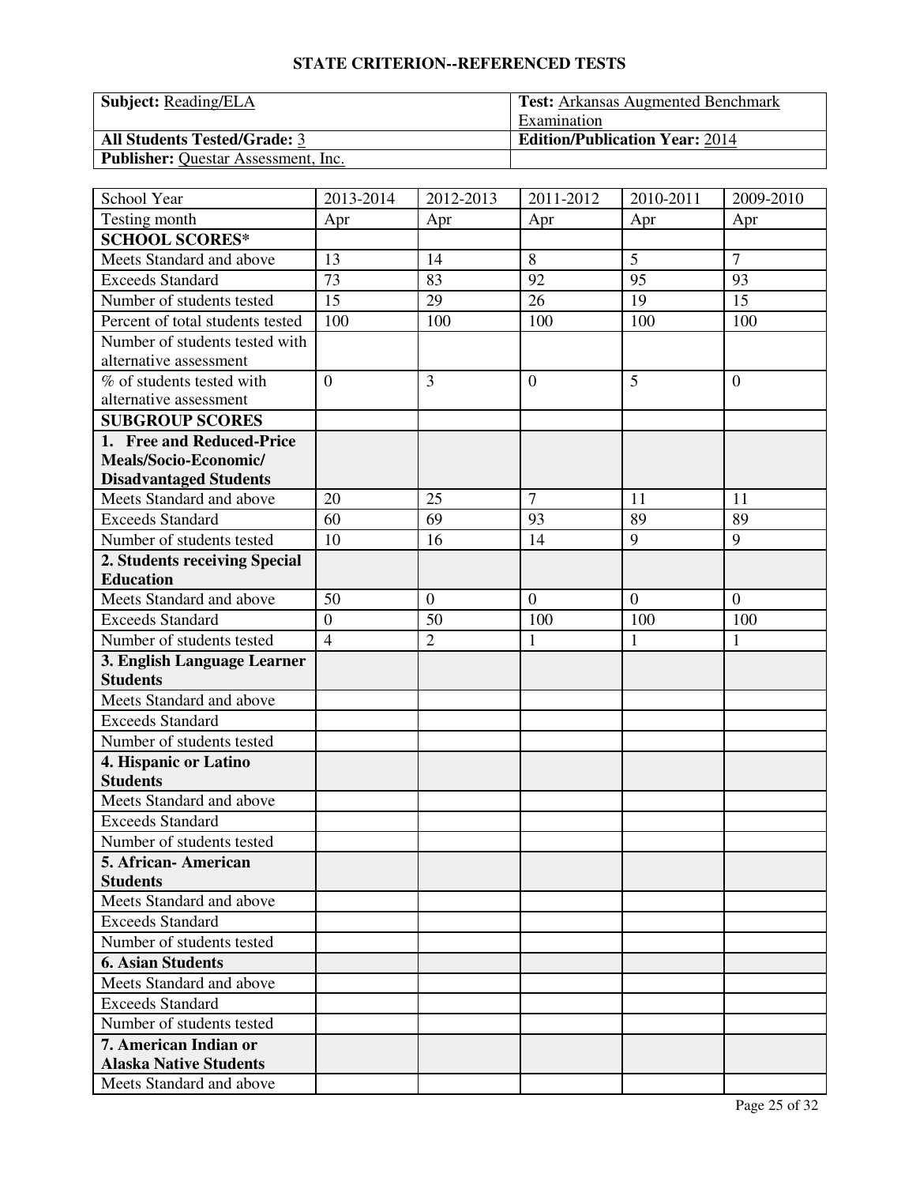## STATE CRITERION--REFERENCED TESTS

| Subject: Reading/ELA | Test: Arkansas Augmented Benchmark Examination |
|---|---|
| All Students Tested/Grade: 3 | Edition/Publication Year: 2014 |
| Publisher: Questar Assessment, Inc. | |

| School Year | 2013-2014 | 2012-2013 | 2011-2012 | 2010-2011 | 2009-2010 |
|---|---|---|---|---|---|
| Testing month | Apr | Apr | Apr | Apr | Apr |
| **SCHOOL SCORES*** | | | | | |
| Meets Standard and above | 13 | 14 | 8 | 5 | 7 |
| Exceeds Standard | 73 | 83 | 92 | 95 | 93 |
| Number of students tested | 15 | 29 | 26 | 19 | 15 |
| Percent of total students tested | 100 | 100 | 100 | 100 | 100 |
| Number of students tested with alternative assessment | | | | | |
| % of students tested with alternative assessment | 0 | 3 | 0 | 5 | 0 |
| **SUBGROUP SCORES** | | | | | |
| **1. Free and Reduced-Price Meals/Socio-Economic/ Disadvantaged Students** | | | | | |
| Meets Standard and above | 20 | 25 | 7 | 11 | 11 |
| Exceeds Standard | 60 | 69 | 93 | 89 | 89 |
| Number of students tested | 10 | 16 | 14 | 9 | 9 |
| **2. Students receiving Special Education** | | | | | |
| Meets Standard and above | 50 | 0 | 0 | 0 | 0 |
| Exceeds Standard | 0 | 50 | 100 | 100 | 100 |
| Number of students tested | 4 | 2 | 1 | 1 | 1 |
| **3. English Language Learner Students** | | | | | |
| Meets Standard and above | | | | | |
| Exceeds Standard | | | | | |
| Number of students tested | | | | | |
| **4. Hispanic or Latino Students** | | | | | |
| Meets Standard and above | | | | | |
| Exceeds Standard | | | | | |
| Number of students tested | | | | | |
| **5. African- American Students** | | | | | |
| Meets Standard and above | | | | | |
| Exceeds Standard | | | | | |
| Number of students tested | | | | | |
| **6. Asian Students** | | | | | |
| Meets Standard and above | | | | | |
| Exceeds Standard | | | | | |
| Number of students tested | | | | | |
| **7. American Indian or Alaska Native Students** | | | | | |
| Meets Standard and above | | | | | |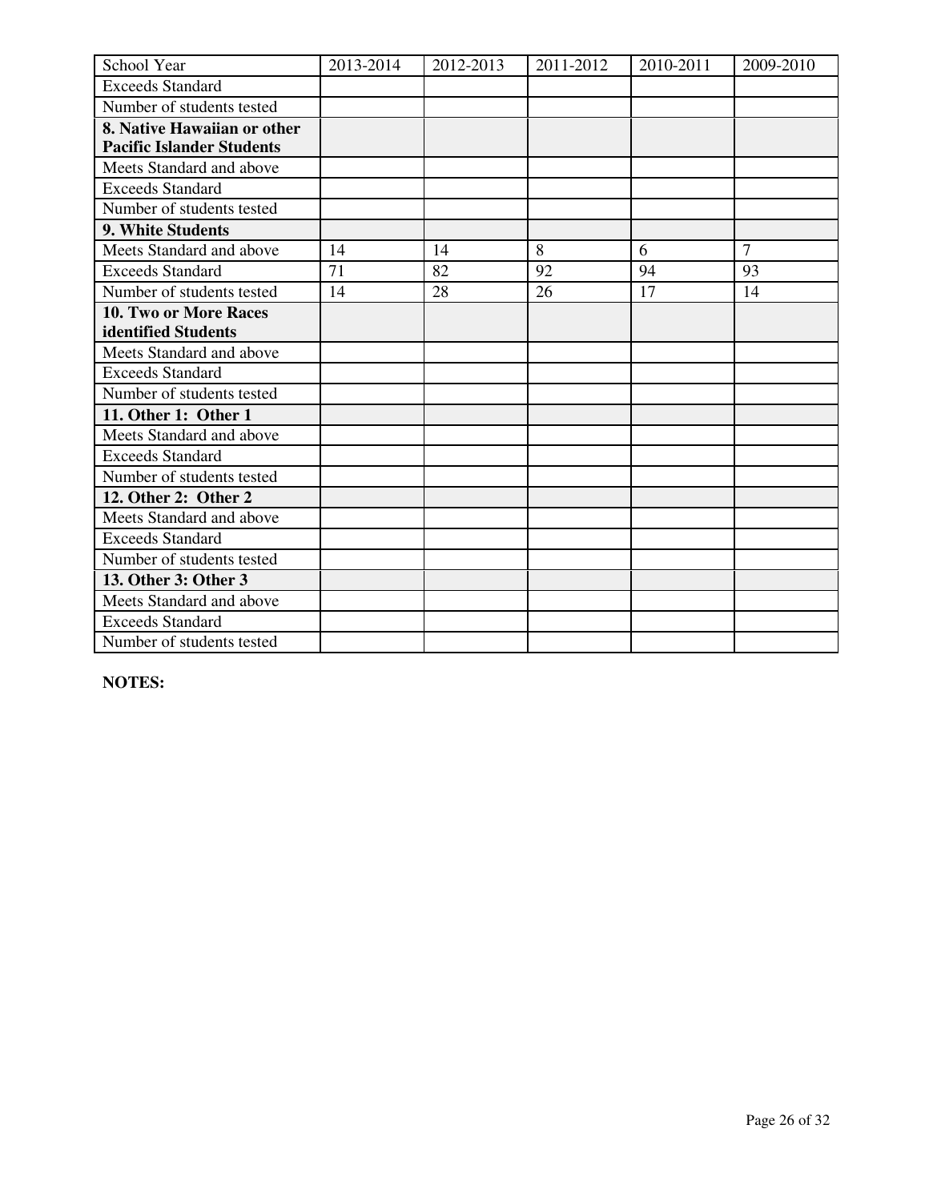| School Year | 2013-2014 | 2012-2013 | 2011-2012 | 2010-2011 | 2009-2010 |
| --- | --- | --- | --- | --- | --- |
| Exceeds Standard | | | | | |
| Number of students tested | | | | | |
| **8. Native Hawaiian or other Pacific Islander Students** | | | | | |
| Meets Standard and above | | | | | |
| Exceeds Standard | | | | | |
| Number of students tested | | | | | |
| **9. White Students** | | | | | |
| Meets Standard and above | 14 | 14 | 8 | 6 | 7 |
| Exceeds Standard | 71 | 82 | 92 | 94 | 93 |
| Number of students tested | 14 | 28 | 26 | 17 | 14 |
| **10. Two or More Races identified Students** | | | | | |
| Meets Standard and above | | | | | |
| Exceeds Standard | | | | | |
| Number of students tested | | | | | |
| **11. Other 1: Other 1** | | | | | |
| Meets Standard and above | | | | | |
| Exceeds Standard | | | | | |
| Number of students tested | | | | | |
| **12. Other 2: Other 2** | | | | | |
| Meets Standard and above | | | | | |
| Exceeds Standard | | | | | |
| Number of students tested | | | | | |
| **13. Other 3: Other 3** | | | | | |
| Meets Standard and above | | | | | |
| Exceeds Standard | | | | | |
| Number of students tested | | | | | |

**NOTES:**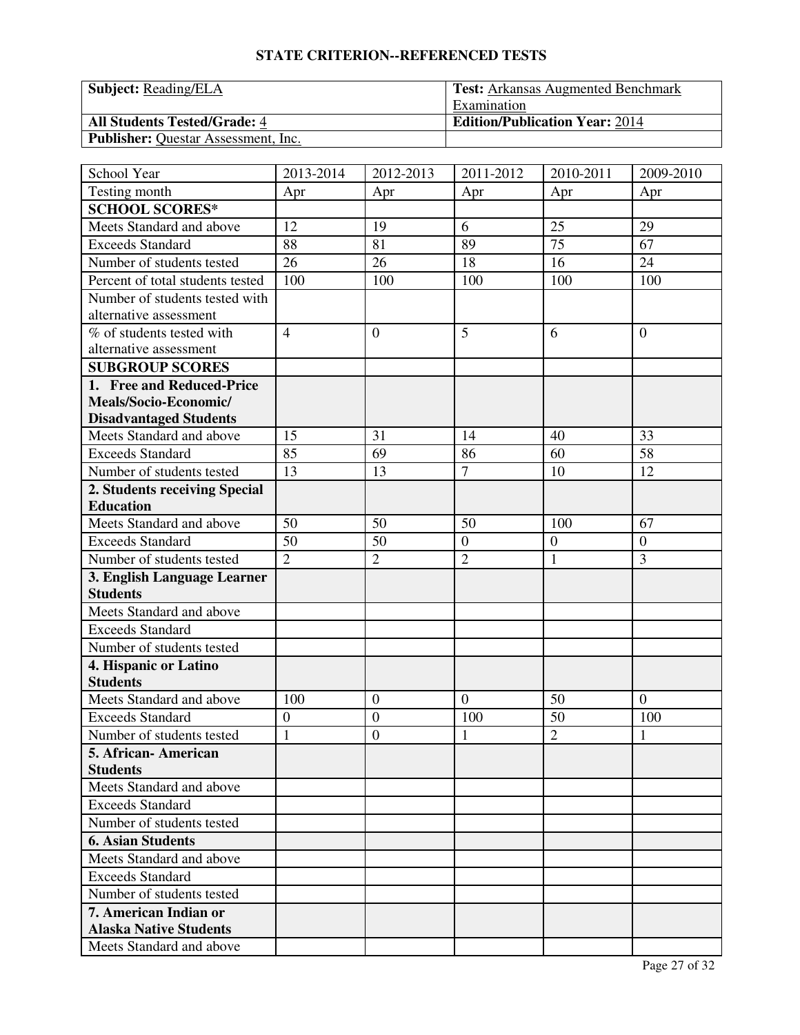## STATE CRITERION--REFERENCED TESTS

| **Subject:** Reading/ELA | **Test:** Arkansas Augmented Benchmark Examination |
|---|---|
| **All Students Tested/Grade:** 4 | **Edition/Publication Year:** 2014 |
| **Publisher:** Questar Assessment, Inc. | |

| School Year | 2013-2014 | 2012-2013 | 2011-2012 | 2010-2011 | 2009-2010 |
|---|---|---|---|---|---|
| Testing month | Apr | Apr | Apr | Apr | Apr |
| **SCHOOL SCORES*** | | | | | |
| Meets Standard and above | 12 | 19 | 6 | 25 | 29 |
| Exceeds Standard | 88 | 81 | 89 | 75 | 67 |
| Number of students tested | 26 | 26 | 18 | 16 | 24 |
| Percent of total students tested | 100 | 100 | 100 | 100 | 100 |
| Number of students tested with alternative assessment | | | | | |
| % of students tested with alternative assessment | 4 | 0 | 5 | 6 | 0 |
| **SUBGROUP SCORES** | | | | | |
| **1. Free and Reduced-Price Meals/Socio-Economic/ Disadvantaged Students** | | | | | |
| Meets Standard and above | 15 | 31 | 14 | 40 | 33 |
| Exceeds Standard | 85 | 69 | 86 | 60 | 58 |
| Number of students tested | 13 | 13 | 7 | 10 | 12 |
| **2. Students receiving Special Education** | | | | | |
| Meets Standard and above | 50 | 50 | 50 | 100 | 67 |
| Exceeds Standard | 50 | 50 | 0 | 0 | 0 |
| Number of students tested | 2 | 2 | 2 | 1 | 3 |
| **3. English Language Learner Students** | | | | | |
| Meets Standard and above | | | | | |
| Exceeds Standard | | | | | |
| Number of students tested | | | | | |
| **4. Hispanic or Latino Students** | | | | | |
| Meets Standard and above | 100 | 0 | 0 | 50 | 0 |
| Exceeds Standard | 0 | 0 | 100 | 50 | 100 |
| Number of students tested | 1 | 0 | 1 | 2 | 1 |
| **5. African- American Students** | | | | | |
| Meets Standard and above | | | | | |
| Exceeds Standard | | | | | |
| Number of students tested | | | | | |
| **6. Asian Students** | | | | | |
| Meets Standard and above | | | | | |
| Exceeds Standard | | | | | |
| Number of students tested | | | | | |
| **7. American Indian or Alaska Native Students** | | | | | |
| Meets Standard and above | | | | | |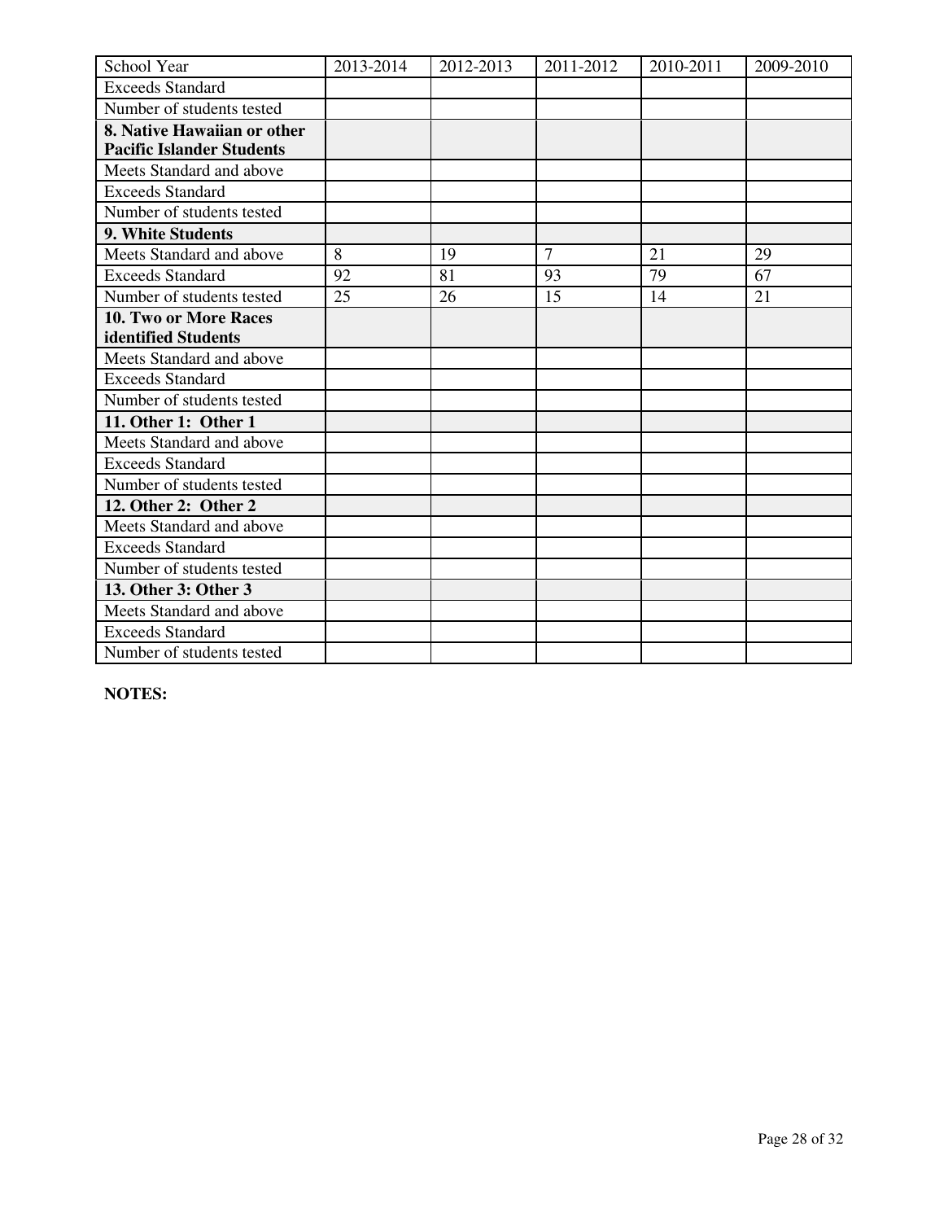| School Year | 2013-2014 | 2012-2013 | 2011-2012 | 2010-2011 | 2009-2010 |
|---|---|---|---|---|---|
| Exceeds Standard | | | | | |
| Number of students tested | | | | | |
| **8. Native Hawaiian or other Pacific Islander Students** | | | | | |
| Meets Standard and above | | | | | |
| Exceeds Standard | | | | | |
| Number of students tested | | | | | |
| **9. White Students** | | | | | |
| Meets Standard and above | 8 | 19 | 7 | 21 | 29 |
| Exceeds Standard | 92 | 81 | 93 | 79 | 67 |
| Number of students tested | 25 | 26 | 15 | 14 | 21 |
| **10. Two or More Races identified Students** | | | | | |
| Meets Standard and above | | | | | |
| Exceeds Standard | | | | | |
| Number of students tested | | | | | |
| **11. Other 1: Other 1** | | | | | |
| Meets Standard and above | | | | | |
| Exceeds Standard | | | | | |
| Number of students tested | | | | | |
| **12. Other 2: Other 2** | | | | | |
| Meets Standard and above | | | | | |
| Exceeds Standard | | | | | |
| Number of students tested | | | | | |
| **13. Other 3: Other 3** | | | | | |
| Meets Standard and above | | | | | |
| Exceeds Standard | | | | | |
| Number of students tested | | | | | |

**NOTES:**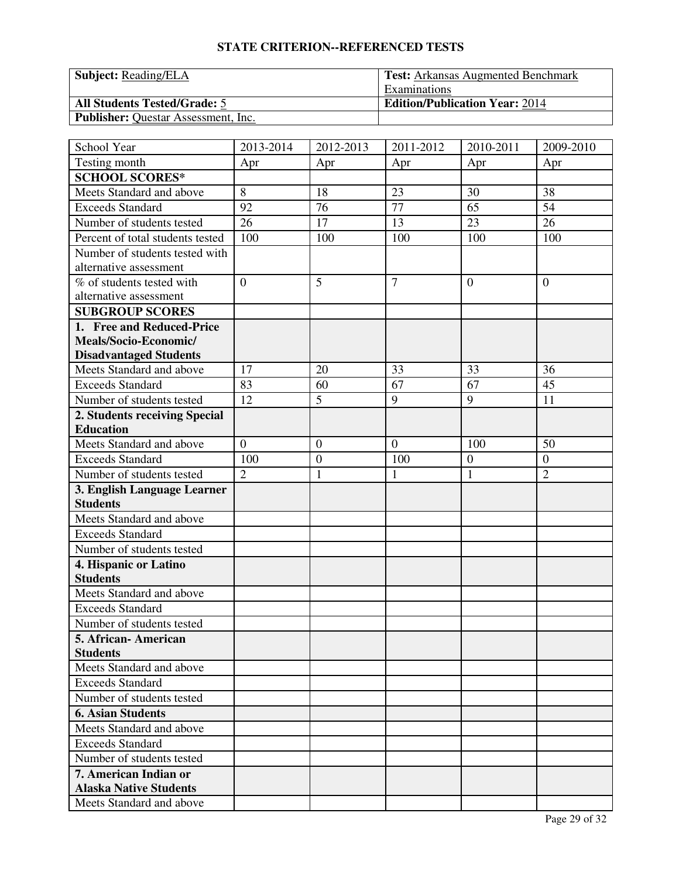## STATE CRITERION--REFERENCED TESTS

| **Subject:** Reading/ELA | **Test:** Arkansas Augmented Benchmark Examinations |
|---|---|
| **All Students Tested/Grade:** 5 | **Edition/Publication Year:** 2014 |
| **Publisher:** Questar Assessment, Inc. | |

| School Year | 2013-2014 | 2012-2013 | 2011-2012 | 2010-2011 | 2009-2010 |
|---|---|---|---|---|---|
| Testing month | Apr | Apr | Apr | Apr | Apr |
| **SCHOOL SCORES*** | | | | | |
| Meets Standard and above | 8 | 18 | 23 | 30 | 38 |
| Exceeds Standard | 92 | 76 | 77 | 65 | 54 |
| Number of students tested | 26 | 17 | 13 | 23 | 26 |
| Percent of total students tested | 100 | 100 | 100 | 100 | 100 |
| Number of students tested with alternative assessment | | | | | |
| % of students tested with alternative assessment | 0 | 5 | 7 | 0 | 0 |
| **SUBGROUP SCORES** | | | | | |
| **1. Free and Reduced-Price Meals/Socio-Economic/ Disadvantaged Students** | | | | | |
| Meets Standard and above | 17 | 20 | 33 | 33 | 36 |
| Exceeds Standard | 83 | 60 | 67 | 67 | 45 |
| Number of students tested | 12 | 5 | 9 | 9 | 11 |
| **2. Students receiving Special Education** | | | | | |
| Meets Standard and above | 0 | 0 | 0 | 100 | 50 |
| Exceeds Standard | 100 | 0 | 100 | 0 | 0 |
| Number of students tested | 2 | 1 | 1 | 1 | 2 |
| **3. English Language Learner Students** | | | | | |
| Meets Standard and above | | | | | |
| Exceeds Standard | | | | | |
| Number of students tested | | | | | |
| **4. Hispanic or Latino Students** | | | | | |
| Meets Standard and above | | | | | |
| Exceeds Standard | | | | | |
| Number of students tested | | | | | |
| **5. African- American Students** | | | | | |
| Meets Standard and above | | | | | |
| Exceeds Standard | | | | | |
| Number of students tested | | | | | |
| **6. Asian Students** | | | | | |
| Meets Standard and above | | | | | |
| Exceeds Standard | | | | | |
| Number of students tested | | | | | |
| **7. American Indian or Alaska Native Students** | | | | | |
| Meets Standard and above | | | | | |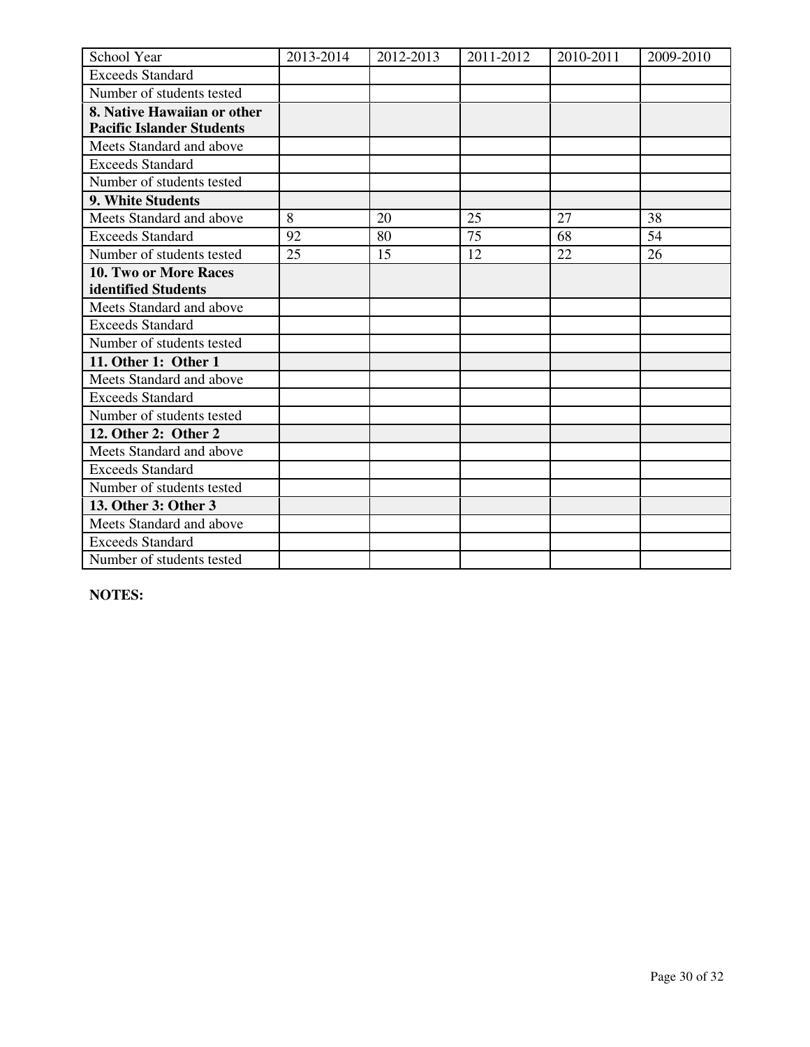| School Year | 2013-2014 | 2012-2013 | 2011-2012 | 2010-2011 | 2009-2010 |
| --- | --- | --- | --- | --- | --- |
| Exceeds Standard | | | | | |
| Number of students tested | | | | | |
| **8. Native Hawaiian or other Pacific Islander Students** | | | | | |
| Meets Standard and above | | | | | |
| Exceeds Standard | | | | | |
| Number of students tested | | | | | |
| **9. White Students** | | | | | |
| Meets Standard and above | 8 | 20 | 25 | 27 | 38 |
| Exceeds Standard | 92 | 80 | 75 | 68 | 54 |
| Number of students tested | 25 | 15 | 12 | 22 | 26 |
| **10. Two or More Races identified Students** | | | | | |
| Meets Standard and above | | | | | |
| Exceeds Standard | | | | | |
| Number of students tested | | | | | |
| **11. Other 1: Other 1** | | | | | |
| Meets Standard and above | | | | | |
| Exceeds Standard | | | | | |
| Number of students tested | | | | | |
| **12. Other 2: Other 2** | | | | | |
| Meets Standard and above | | | | | |
| Exceeds Standard | | | | | |
| Number of students tested | | | | | |
| **13. Other 3: Other 3** | | | | | |
| Meets Standard and above | | | | | |
| Exceeds Standard | | | | | |
| Number of students tested | | | | | |

**NOTES:**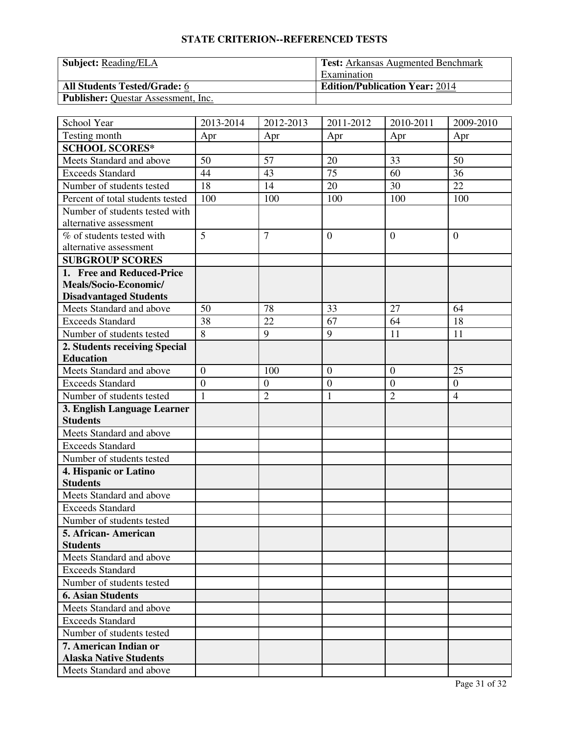## STATE CRITERION--REFERENCED TESTS

| **Subject:** Reading/ELA | **Test:** Arkansas Augmented Benchmark Examination |
| --- | --- |
| **All Students Tested/Grade:** 6 | **Edition/Publication Year:** 2014 |
| **Publisher:** Questar Assessment, Inc. | |

| School Year | 2013-2014 | 2012-2013 | 2011-2012 | 2010-2011 | 2009-2010 |
| --- | --- | --- | --- | --- | --- |
| Testing month | Apr | Apr | Apr | Apr | Apr |
| **SCHOOL SCORES*** | | | | | |
| Meets Standard and above | 50 | 57 | 20 | 33 | 50 |
| Exceeds Standard | 44 | 43 | 75 | 60 | 36 |
| Number of students tested | 18 | 14 | 20 | 30 | 22 |
| Percent of total students tested | 100 | 100 | 100 | 100 | 100 |
| Number of students tested with alternative assessment | | | | | |
| % of students tested with alternative assessment | 5 | 7 | 0 | 0 | 0 |
| **SUBGROUP SCORES** | | | | | |
| **1. Free and Reduced-Price Meals/Socio-Economic/ Disadvantaged Students** | | | | | |
| Meets Standard and above | 50 | 78 | 33 | 27 | 64 |
| Exceeds Standard | 38 | 22 | 67 | 64 | 18 |
| Number of students tested | 8 | 9 | 9 | 11 | 11 |
| **2. Students receiving Special Education** | | | | | |
| Meets Standard and above | 0 | 100 | 0 | 0 | 25 |
| Exceeds Standard | 0 | 0 | 0 | 0 | 0 |
| Number of students tested | 1 | 2 | 1 | 2 | 4 |
| **3. English Language Learner Students** | | | | | |
| Meets Standard and above | | | | | |
| Exceeds Standard | | | | | |
| Number of students tested | | | | | |
| **4. Hispanic or Latino Students** | | | | | |
| Meets Standard and above | | | | | |
| Exceeds Standard | | | | | |
| Number of students tested | | | | | |
| **5. African- American Students** | | | | | |
| Meets Standard and above | | | | | |
| Exceeds Standard | | | | | |
| Number of students tested | | | | | |
| **6. Asian Students** | | | | | |
| Meets Standard and above | | | | | |
| Exceeds Standard | | | | | |
| Number of students tested | | | | | |
| **7. American Indian or Alaska Native Students** | | | | | |
| Meets Standard and above | | | | | |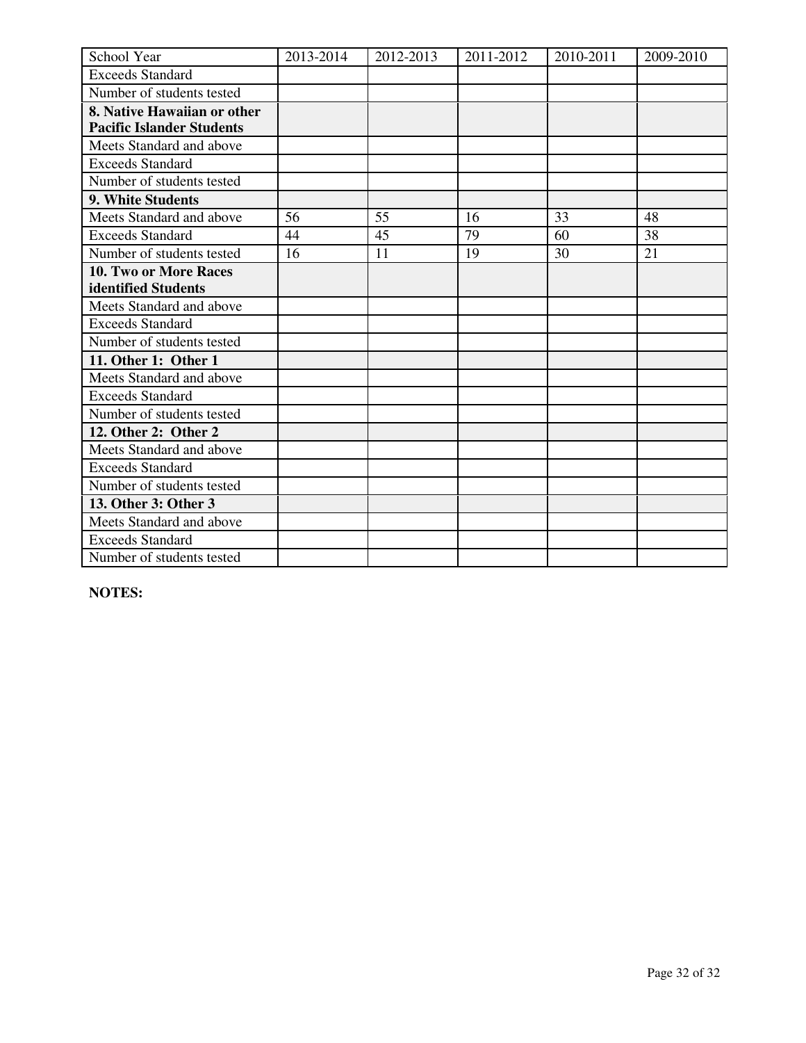| School Year | 2013-2014 | 2012-2013 | 2011-2012 | 2010-2011 | 2009-2010 |
|---|---|---|---|---|---|
| Exceeds Standard | | | | | |
| Number of students tested | | | | | |
| **8. Native Hawaiian or other Pacific Islander Students** | | | | | |
| Meets Standard and above | | | | | |
| Exceeds Standard | | | | | |
| Number of students tested | | | | | |
| **9. White Students** | | | | | |
| Meets Standard and above | 56 | 55 | 16 | 33 | 48 |
| Exceeds Standard | 44 | 45 | 79 | 60 | 38 |
| Number of students tested | 16 | 11 | 19 | 30 | 21 |
| **10. Two or More Races identified Students** | | | | | |
| Meets Standard and above | | | | | |
| Exceeds Standard | | | | | |
| Number of students tested | | | | | |
| **11. Other 1: Other 1** | | | | | |
| Meets Standard and above | | | | | |
| Exceeds Standard | | | | | |
| Number of students tested | | | | | |
| **12. Other 2: Other 2** | | | | | |
| Meets Standard and above | | | | | |
| Exceeds Standard | | | | | |
| Number of students tested | | | | | |
| **13. Other 3: Other 3** | | | | | |
| Meets Standard and above | | | | | |
| Exceeds Standard | | | | | |
| Number of students tested | | | | | |

**NOTES:**